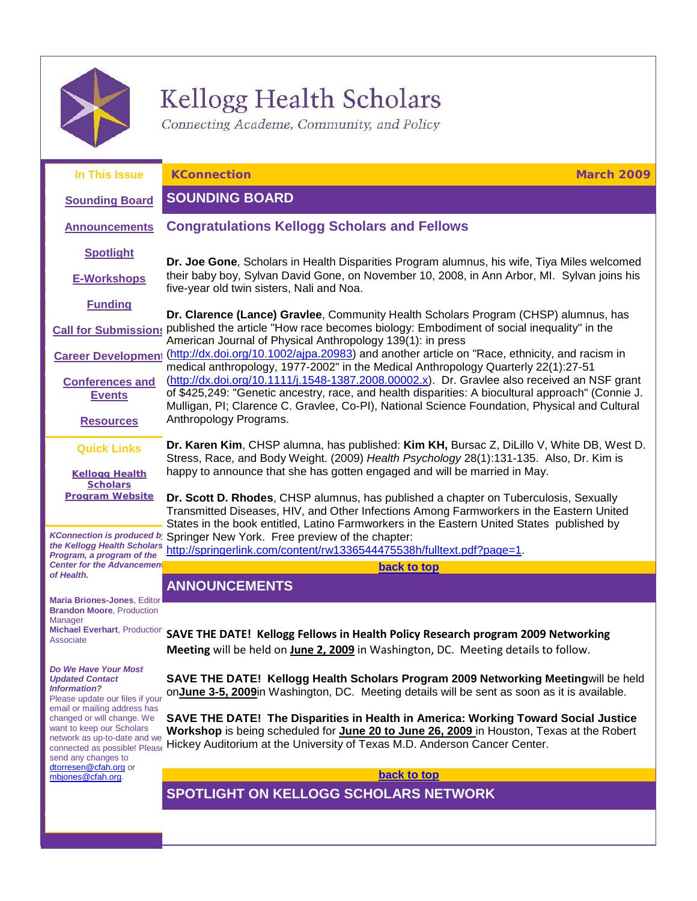# Kellogg Health Scholars

*Connecting Academe, Community, and Policy*

**In This Issue**

- Sounding Board
- Announcements
- Spotlight
- E-Workshops
- Funding
- Call for Submissions
- Career Development
- Conferences and Events
- Resources

**Quick Links**

- Kellogg Health Scholars Program Website

*KConnection is produced by the Kellogg Health Scholars Program, a program of the Center for the Advancement of Health.*

**Maria Briones-Jones**, Editor
**Brandon Moore**, Production Manager
**Michael Everhart**, Production Associate

***Do We Have Your Most Updated Contact Information?***
Please update our files if your email or mailing address has changed or will change. We want to keep our Scholars network as up-to-date and well connected as possible! Please send any changes to dtorresen@cfah.org or mbjones@cfah.org.

**KConnection** — **March 2009**

## SOUNDING BOARD

### Congratulations Kellogg Scholars and Fellows

**Dr. Joe Gone**, Scholars in Health Disparities Program alumnus, his wife, Tiya Miles welcomed their baby boy, Sylvan David Gone, on November 10, 2008, in Ann Arbor, MI. Sylvan joins his five-year old twin sisters, Nali and Noa.

**Dr. Clarence (Lance) Gravlee**, Community Health Scholars Program (CHSP) alumnus, has published the article "How race becomes biology: Embodiment of social inequality" in the American Journal of Physical Anthropology 139(1): in press (http://dx.doi.org/10.1002/ajpa.20983) and another article on "Race, ethnicity, and racism in medical anthropology, 1977-2002" in the Medical Anthropology Quarterly 22(1):27-51 (http://dx.doi.org/10.1111/j.1548-1387.2008.00002.x). Dr. Gravlee also received an NSF grant of $425,249: "Genetic ancestry, race, and health disparities: A biocultural approach" (Connie J. Mulligan, PI; Clarence C. Gravlee, Co-PI), National Science Foundation, Physical and Cultural Anthropology Programs.

**Dr. Karen Kim**, CHSP alumna, has published: **Kim KH,** Bursac Z, DiLillo V, White DB, West D. Stress, Race, and Body Weight. (2009) *Health Psychology* 28(1):131-135. Also, Dr. Kim is happy to announce that she has gotten engaged and will be married in May.

**Dr. Scott D. Rhodes**, CHSP alumnus, has published a chapter on Tuberculosis, Sexually Transmitted Diseases, HIV, and Other Infections Among Farmworkers in the Eastern United States in the book entitled, Latino Farmworkers in the Eastern United States published by Springer New York. Free preview of the chapter: http://springerlink.com/content/rw1336544475538h/fulltext.pdf?page=1.

back to top

## ANNOUNCEMENTS

**SAVE THE DATE! Kellogg Fellows in Health Policy Research program 2009 Networking Meeting** will be held on **June 2, 2009** in Washington, DC. Meeting details to follow.

**SAVE THE DATE! Kellogg Health Scholars Program 2009 Networking Meeting**will be held on**June 3-5, 2009**in Washington, DC. Meeting details will be sent as soon as it is available.

**SAVE THE DATE! The Disparities in Health in America: Working Toward Social Justice Workshop** is being scheduled for **June 20 to June 26, 2009** in Houston, Texas at the Robert Hickey Auditorium at the University of Texas M.D. Anderson Cancer Center.

back to top

## SPOTLIGHT ON KELLOGG SCHOLARS NETWORK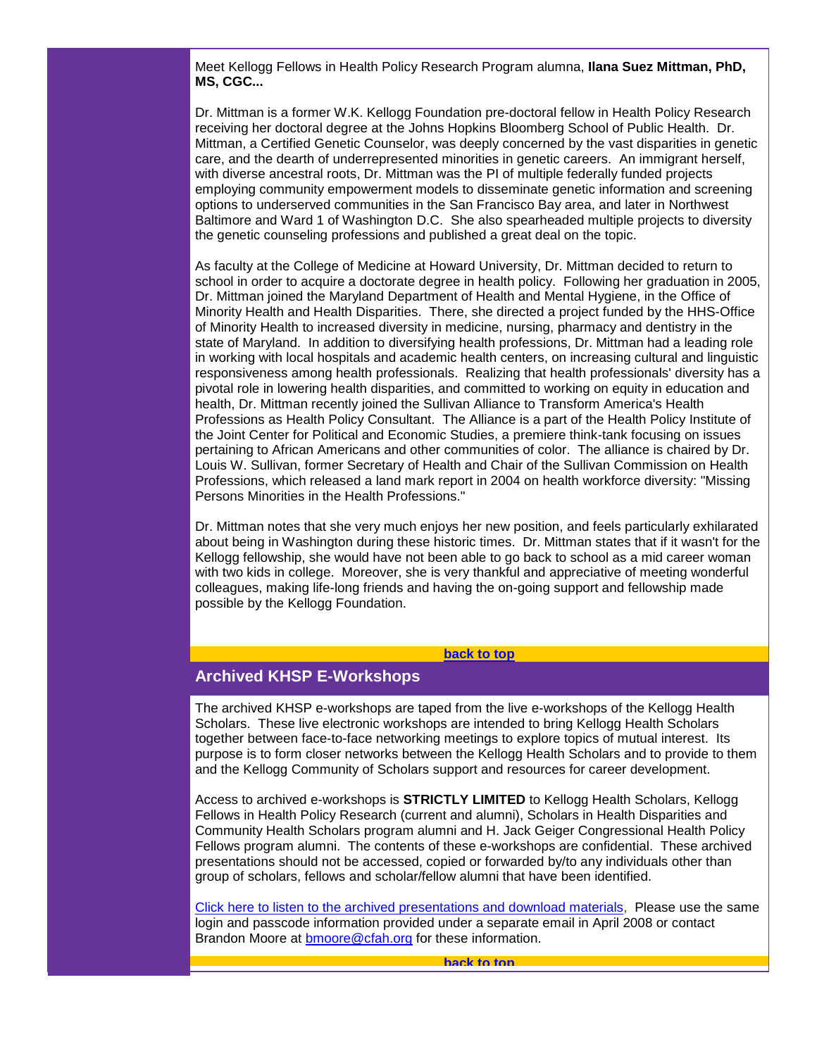Meet Kellogg Fellows in Health Policy Research Program alumna, **Ilana Suez Mittman, PhD, MS, CGC...**

Dr. Mittman is a former W.K. Kellogg Foundation pre-doctoral fellow in Health Policy Research receiving her doctoral degree at the Johns Hopkins Bloomberg School of Public Health. Dr. Mittman, a Certified Genetic Counselor, was deeply concerned by the vast disparities in genetic care, and the dearth of underrepresented minorities in genetic careers. An immigrant herself, with diverse ancestral roots, Dr. Mittman was the PI of multiple federally funded projects employing community empowerment models to disseminate genetic information and screening options to underserved communities in the San Francisco Bay area, and later in Northwest Baltimore and Ward 1 of Washington D.C. She also spearheaded multiple projects to diversity the genetic counseling professions and published a great deal on the topic.

As faculty at the College of Medicine at Howard University, Dr. Mittman decided to return to school in order to acquire a doctorate degree in health policy. Following her graduation in 2005, Dr. Mittman joined the Maryland Department of Health and Mental Hygiene, in the Office of Minority Health and Health Disparities. There, she directed a project funded by the HHS-Office of Minority Health to increased diversity in medicine, nursing, pharmacy and dentistry in the state of Maryland. In addition to diversifying health professions, Dr. Mittman had a leading role in working with local hospitals and academic health centers, on increasing cultural and linguistic responsiveness among health professionals. Realizing that health professionals' diversity has a pivotal role in lowering health disparities, and committed to working on equity in education and health, Dr. Mittman recently joined the Sullivan Alliance to Transform America's Health Professions as Health Policy Consultant. The Alliance is a part of the Health Policy Institute of the Joint Center for Political and Economic Studies, a premiere think-tank focusing on issues pertaining to African Americans and other communities of color. The alliance is chaired by Dr. Louis W. Sullivan, former Secretary of Health and Chair of the Sullivan Commission on Health Professions, which released a land mark report in 2004 on health workforce diversity: "Missing Persons Minorities in the Health Professions."

Dr. Mittman notes that she very much enjoys her new position, and feels particularly exhilarated about being in Washington during these historic times. Dr. Mittman states that if it wasn't for the Kellogg fellowship, she would have not been able to go back to school as a mid career woman with two kids in college. Moreover, she is very thankful and appreciative of meeting wonderful colleagues, making life-long friends and having the on-going support and fellowship made possible by the Kellogg Foundation.

**back to top**

## Archived KHSP E-Workshops

The archived KHSP e-workshops are taped from the live e-workshops of the Kellogg Health Scholars. These live electronic workshops are intended to bring Kellogg Health Scholars together between face-to-face networking meetings to explore topics of mutual interest. Its purpose is to form closer networks between the Kellogg Health Scholars and to provide to them and the Kellogg Community of Scholars support and resources for career development.

Access to archived e-workshops is **STRICTLY LIMITED** to Kellogg Health Scholars, Kellogg Fellows in Health Policy Research (current and alumni), Scholars in Health Disparities and Community Health Scholars program alumni and H. Jack Geiger Congressional Health Policy Fellows program alumni. The contents of these e-workshops are confidential. These archived presentations should not be accessed, copied or forwarded by/to any individuals other than group of scholars, fellows and scholar/fellow alumni that have been identified.

Click here to listen to the archived presentations and download materials, Please use the same login and passcode information provided under a separate email in April 2008 or contact Brandon Moore at bmoore@cfah.org for these information.

**back to top**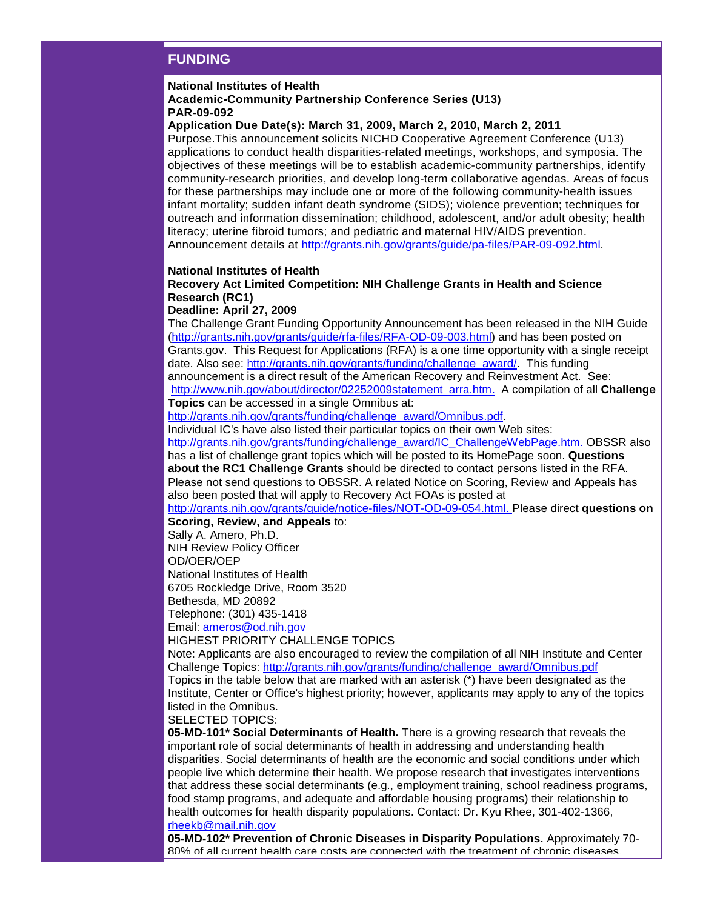## FUNDING

**National Institutes of Health**
**Academic-Community Partnership Conference Series (U13)**
**PAR-09-092**
**Application Due Date(s): March 31, 2009, March 2, 2010, March 2, 2011**
Purpose.This announcement solicits NICHD Cooperative Agreement Conference (U13) applications to conduct health disparities-related meetings, workshops, and symposia. The objectives of these meetings will be to establish academic-community partnerships, identify community-research priorities, and develop long-term collaborative agendas. Areas of focus for these partnerships may include one or more of the following community-health issues infant mortality; sudden infant death syndrome (SIDS); violence prevention; techniques for outreach and information dissemination; childhood, adolescent, and/or adult obesity; health literacy; uterine fibroid tumors; and pediatric and maternal HIV/AIDS prevention. Announcement details at http://grants.nih.gov/grants/guide/pa-files/PAR-09-092.html.

**National Institutes of Health**
**Recovery Act Limited Competition: NIH Challenge Grants in Health and Science Research (RC1)**
**Deadline: April 27, 2009**
The Challenge Grant Funding Opportunity Announcement has been released in the NIH Guide (http://grants.nih.gov/grants/guide/rfa-files/RFA-OD-09-003.html) and has been posted on Grants.gov. This Request for Applications (RFA) is a one time opportunity with a single receipt date. Also see: http://grants.nih.gov/grants/funding/challenge_award/. This funding announcement is a direct result of the American Recovery and Reinvestment Act. See: http://www.nih.gov/about/director/02252009statement_arra.htm. A compilation of all **Challenge Topics** can be accessed in a single Omnibus at: http://grants.nih.gov/grants/funding/challenge_award/Omnibus.pdf.
Individual IC's have also listed their particular topics on their own Web sites: http://grants.nih.gov/grants/funding/challenge_award/IC_ChallengeWebPage.htm. OBSSR also has a list of challenge grant topics which will be posted to its HomePage soon. **Questions about the RC1 Challenge Grants** should be directed to contact persons listed in the RFA. Please not send questions to OBSSR. A related Notice on Scoring, Review and Appeals has also been posted that will apply to Recovery Act FOAs is posted at http://grants.nih.gov/grants/guide/notice-files/NOT-OD-09-054.html. Please direct **questions on Scoring, Review, and Appeals** to:
Sally A. Amero, Ph.D.
NIH Review Policy Officer
OD/OER/OEP
National Institutes of Health
6705 Rockledge Drive, Room 3520
Bethesda, MD 20892
Telephone: (301) 435-1418
Email: ameros@od.nih.gov
HIGHEST PRIORITY CHALLENGE TOPICS
Note: Applicants are also encouraged to review the compilation of all NIH Institute and Center Challenge Topics: http://grants.nih.gov/grants/funding/challenge_award/Omnibus.pdf
Topics in the table below that are marked with an asterisk (*) have been designated as the Institute, Center or Office's highest priority; however, applicants may apply to any of the topics listed in the Omnibus.
SELECTED TOPICS:
**05-MD-101* Social Determinants of Health.** There is a growing research that reveals the important role of social determinants of health in addressing and understanding health disparities. Social determinants of health are the economic and social conditions under which people live which determine their health. We propose research that investigates interventions that address these social determinants (e.g., employment training, school readiness programs, food stamp programs, and adequate and affordable housing programs) their relationship to health outcomes for health disparity populations. Contact: Dr. Kyu Rhee, 301-402-1366, rheekb@mail.nih.gov
**05-MD-102* Prevention of Chronic Diseases in Disparity Populations.** Approximately 70-80% of all current health care costs are connected with the treatment of chronic diseases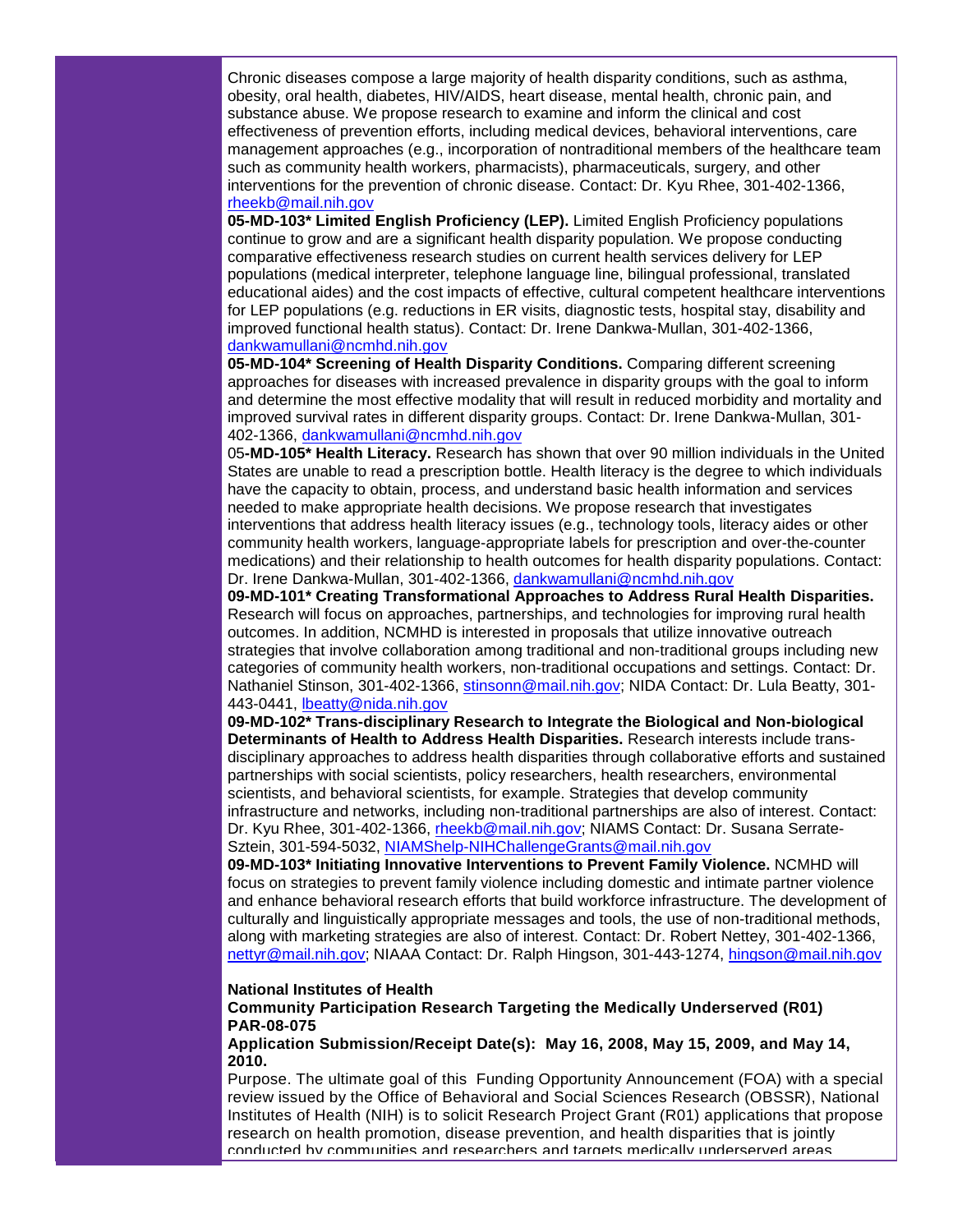Chronic diseases compose a large majority of health disparity conditions, such as asthma, obesity, oral health, diabetes, HIV/AIDS, heart disease, mental health, chronic pain, and substance abuse. We propose research to examine and inform the clinical and cost effectiveness of prevention efforts, including medical devices, behavioral interventions, care management approaches (e.g., incorporation of nontraditional members of the healthcare team such as community health workers, pharmacists), pharmaceuticals, surgery, and other interventions for the prevention of chronic disease. Contact: Dr. Kyu Rhee, 301-402-1366, rheekb@mail.nih.gov

**05-MD-103* Limited English Proficiency (LEP).** Limited English Proficiency populations continue to grow and are a significant health disparity population. We propose conducting comparative effectiveness research studies on current health services delivery for LEP populations (medical interpreter, telephone language line, bilingual professional, translated educational aides) and the cost impacts of effective, cultural competent healthcare interventions for LEP populations (e.g. reductions in ER visits, diagnostic tests, hospital stay, disability and improved functional health status). Contact: Dr. Irene Dankwa-Mullan, 301-402-1366, dankwamullani@ncmhd.nih.gov

**05-MD-104* Screening of Health Disparity Conditions.** Comparing different screening approaches for diseases with increased prevalence in disparity groups with the goal to inform and determine the most effective modality that will result in reduced morbidity and mortality and improved survival rates in different disparity groups. Contact: Dr. Irene Dankwa-Mullan, 301-402-1366, dankwamullani@ncmhd.nih.gov

05**-MD-105* Health Literacy.** Research has shown that over 90 million individuals in the United States are unable to read a prescription bottle. Health literacy is the degree to which individuals have the capacity to obtain, process, and understand basic health information and services needed to make appropriate health decisions. We propose research that investigates interventions that address health literacy issues (e.g., technology tools, literacy aides or other community health workers, language-appropriate labels for prescription and over-the-counter medications) and their relationship to health outcomes for health disparity populations. Contact: Dr. Irene Dankwa-Mullan, 301-402-1366, dankwamullani@ncmhd.nih.gov

**09-MD-101* Creating Transformational Approaches to Address Rural Health Disparities.** Research will focus on approaches, partnerships, and technologies for improving rural health outcomes. In addition, NCMHD is interested in proposals that utilize innovative outreach strategies that involve collaboration among traditional and non-traditional groups including new categories of community health workers, non-traditional occupations and settings. Contact: Dr. Nathaniel Stinson, 301-402-1366, stinsonn@mail.nih.gov; NIDA Contact: Dr. Lula Beatty, 301-443-0441, lbeatty@nida.nih.gov

**09-MD-102* Trans-disciplinary Research to Integrate the Biological and Non-biological Determinants of Health to Address Health Disparities.** Research interests include trans-disciplinary approaches to address health disparities through collaborative efforts and sustained partnerships with social scientists, policy researchers, health researchers, environmental scientists, and behavioral scientists, for example. Strategies that develop community infrastructure and networks, including non-traditional partnerships are also of interest. Contact: Dr. Kyu Rhee, 301-402-1366, rheekb@mail.nih.gov; NIAMS Contact: Dr. Susana Serrate-Sztein, 301-594-5032, NIAMShelp-NIHChallengeGrants@mail.nih.gov

**09-MD-103* Initiating Innovative Interventions to Prevent Family Violence.** NCMHD will focus on strategies to prevent family violence including domestic and intimate partner violence and enhance behavioral research efforts that build workforce infrastructure. The development of culturally and linguistically appropriate messages and tools, the use of non-traditional methods, along with marketing strategies are also of interest. Contact: Dr. Robert Nettey, 301-402-1366, nettyr@mail.nih.gov; NIAAA Contact: Dr. Ralph Hingson, 301-443-1274, hingson@mail.nih.gov

**National Institutes of Health**
**Community Participation Research Targeting the Medically Underserved (R01) PAR-08-075**
**Application Submission/Receipt Date(s): May 16, 2008, May 15, 2009, and May 14, 2010.**

Purpose. The ultimate goal of this Funding Opportunity Announcement (FOA) with a special review issued by the Office of Behavioral and Social Sciences Research (OBSSR), National Institutes of Health (NIH) is to solicit Research Project Grant (R01) applications that propose research on health promotion, disease prevention, and health disparities that is jointly conducted by communities and researchers and targets medically underserved areas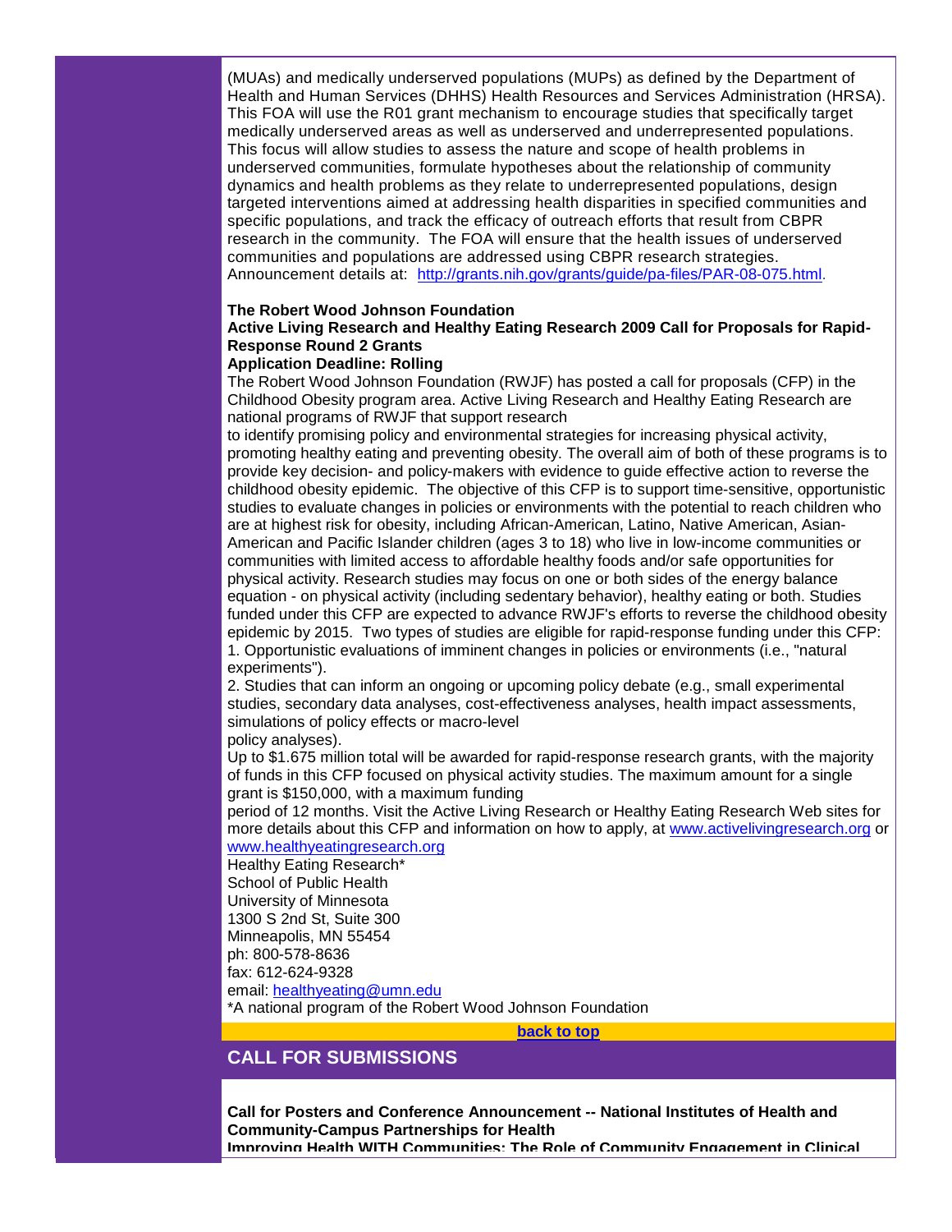(MUAs) and medically underserved populations (MUPs) as defined by the Department of Health and Human Services (DHHS) Health Resources and Services Administration (HRSA). This FOA will use the R01 grant mechanism to encourage studies that specifically target medically underserved areas as well as underserved and underrepresented populations. This focus will allow studies to assess the nature and scope of health problems in underserved communities, formulate hypotheses about the relationship of community dynamics and health problems as they relate to underrepresented populations, design targeted interventions aimed at addressing health disparities in specified communities and specific populations, and track the efficacy of outreach efforts that result from CBPR research in the community. The FOA will ensure that the health issues of underserved communities and populations are addressed using CBPR research strategies. Announcement details at: [http://grants.nih.gov/grants/guide/pa-files/PAR-08-075.html](http://grants.nih.gov/grants/guide/pa-files/PAR-08-075.html).

**The Robert Wood Johnson Foundation**
**Active Living Research and Healthy Eating Research 2009 Call for Proposals for Rapid-Response Round 2 Grants**
**Application Deadline: Rolling**

The Robert Wood Johnson Foundation (RWJF) has posted a call for proposals (CFP) in the Childhood Obesity program area. Active Living Research and Healthy Eating Research are national programs of RWJF that support research to identify promising policy and environmental strategies for increasing physical activity, promoting healthy eating and preventing obesity. The overall aim of both of these programs is to provide key decision- and policy-makers with evidence to guide effective action to reverse the childhood obesity epidemic. The objective of this CFP is to support time-sensitive, opportunistic studies to evaluate changes in policies or environments with the potential to reach children who are at highest risk for obesity, including African-American, Latino, Native American, Asian-American and Pacific Islander children (ages 3 to 18) who live in low-income communities or communities with limited access to affordable healthy foods and/or safe opportunities for physical activity. Research studies may focus on one or both sides of the energy balance equation - on physical activity (including sedentary behavior), healthy eating or both. Studies funded under this CFP are expected to advance RWJF's efforts to reverse the childhood obesity epidemic by 2015. Two types of studies are eligible for rapid-response funding under this CFP:

1. Opportunistic evaluations of imminent changes in policies or environments (i.e., "natural experiments").
2. Studies that can inform an ongoing or upcoming policy debate (e.g., small experimental studies, secondary data analyses, cost-effectiveness analyses, health impact assessments, simulations of policy effects or macro-level policy analyses).

Up to $1.675 million total will be awarded for rapid-response research grants, with the majority of funds in this CFP focused on physical activity studies. The maximum amount for a single grant is $150,000, with a maximum funding period of 12 months. Visit the Active Living Research or Healthy Eating Research Web sites for more details about this CFP and information on how to apply, at [www.activelivingresearch.org](http://www.activelivingresearch.org) or [www.healthyeatingresearch.org](http://www.healthyeatingresearch.org)

Healthy Eating Research*
School of Public Health
University of Minnesota
1300 S 2nd St, Suite 300
Minneapolis, MN 55454
ph: 800-578-8636
fax: 612-624-9328
email: [healthyeating@umn.edu](mailto:healthyeating@umn.edu)
*A national program of the Robert Wood Johnson Foundation

[back to top]

## CALL FOR SUBMISSIONS

**Call for Posters and Conference Announcement -- National Institutes of Health and Community-Campus Partnerships for Health**
**Improving Health WITH Communities: The Role of Community Engagement in Clinical**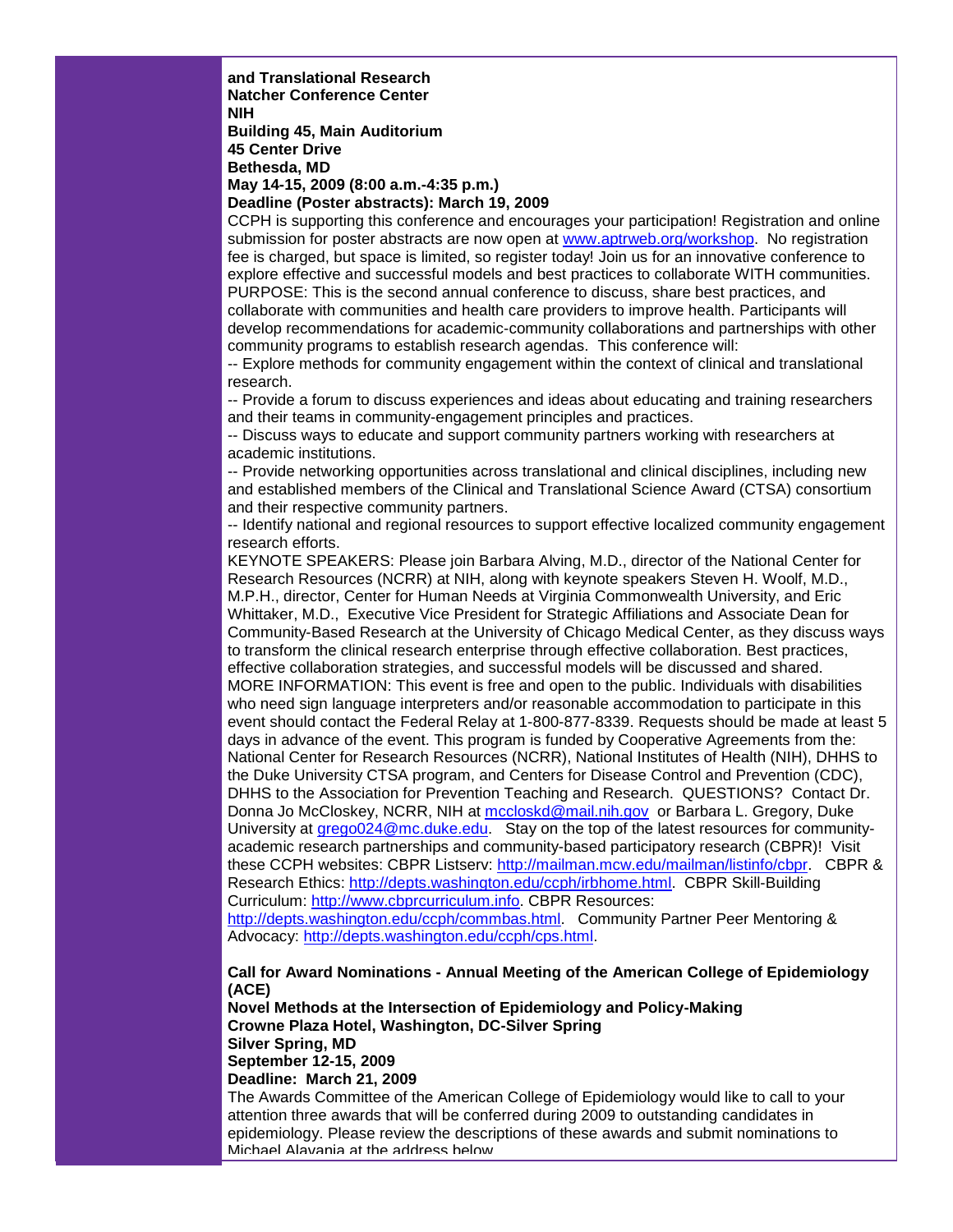**and Translational Research**
**Natcher Conference Center**
**NIH**
**Building 45, Main Auditorium**
**45 Center Drive**
**Bethesda, MD**
**May 14-15, 2009 (8:00 a.m.-4:35 p.m.)**
**Deadline (Poster abstracts): March 19, 2009**

CCPH is supporting this conference and encourages your participation! Registration and online submission for poster abstracts are now open at [www.aptrweb.org/workshop](www.aptrweb.org/workshop). No registration fee is charged, but space is limited, so register today! Join us for an innovative conference to explore effective and successful models and best practices to collaborate WITH communities. PURPOSE: This is the second annual conference to discuss, share best practices, and collaborate with communities and health care providers to improve health. Participants will develop recommendations for academic-community collaborations and partnerships with other community programs to establish research agendas. This conference will:

-- Explore methods for community engagement within the context of clinical and translational research.

-- Provide a forum to discuss experiences and ideas about educating and training researchers and their teams in community-engagement principles and practices.

-- Discuss ways to educate and support community partners working with researchers at academic institutions.

-- Provide networking opportunities across translational and clinical disciplines, including new and established members of the Clinical and Translational Science Award (CTSA) consortium and their respective community partners.

-- Identify national and regional resources to support effective localized community engagement research efforts.

KEYNOTE SPEAKERS: Please join Barbara Alving, M.D., director of the National Center for Research Resources (NCRR) at NIH, along with keynote speakers Steven H. Woolf, M.D., M.P.H., director, Center for Human Needs at Virginia Commonwealth University, and Eric Whittaker, M.D., Executive Vice President for Strategic Affiliations and Associate Dean for Community-Based Research at the University of Chicago Medical Center, as they discuss ways to transform the clinical research enterprise through effective collaboration. Best practices, effective collaboration strategies, and successful models will be discussed and shared. MORE INFORMATION: This event is free and open to the public. Individuals with disabilities who need sign language interpreters and/or reasonable accommodation to participate in this event should contact the Federal Relay at 1-800-877-8339. Requests should be made at least 5 days in advance of the event. This program is funded by Cooperative Agreements from the: National Center for Research Resources (NCRR), National Institutes of Health (NIH), DHHS to the Duke University CTSA program, and Centers for Disease Control and Prevention (CDC), DHHS to the Association for Prevention Teaching and Research. QUESTIONS? Contact Dr. Donna Jo McCloskey, NCRR, NIH at [mccloskd@mail.nih.gov](mailto:mccloskd@mail.nih.gov) or Barbara L. Gregory, Duke University at [grego024@mc.duke.edu](mailto:grego024@mc.duke.edu). Stay on the top of the latest resources for community-academic research partnerships and community-based participatory research (CBPR)! Visit these CCPH websites: CBPR Listserv: [http://mailman.mcw.edu/mailman/listinfo/cbpr](http://mailman.mcw.edu/mailman/listinfo/cbpr). CBPR & Research Ethics: [http://depts.washington.edu/ccph/irbhome.html](http://depts.washington.edu/ccph/irbhome.html). CBPR Skill-Building Curriculum: [http://www.cbprcurriculum.info](http://www.cbprcurriculum.info). CBPR Resources: [http://depts.washington.edu/ccph/commbas.html](http://depts.washington.edu/ccph/commbas.html). Community Partner Peer Mentoring & Advocacy: [http://depts.washington.edu/ccph/cps.html](http://depts.washington.edu/ccph/cps.html).

**Call for Award Nominations - Annual Meeting of the American College of Epidemiology (ACE)**
**Novel Methods at the Intersection of Epidemiology and Policy-Making**
**Crowne Plaza Hotel, Washington, DC-Silver Spring**
**Silver Spring, MD**
**September 12-15, 2009**
**Deadline: March 21, 2009**

The Awards Committee of the American College of Epidemiology would like to call to your attention three awards that will be conferred during 2009 to outstanding candidates in epidemiology. Please review the descriptions of these awards and submit nominations to Michael Alavania at the address below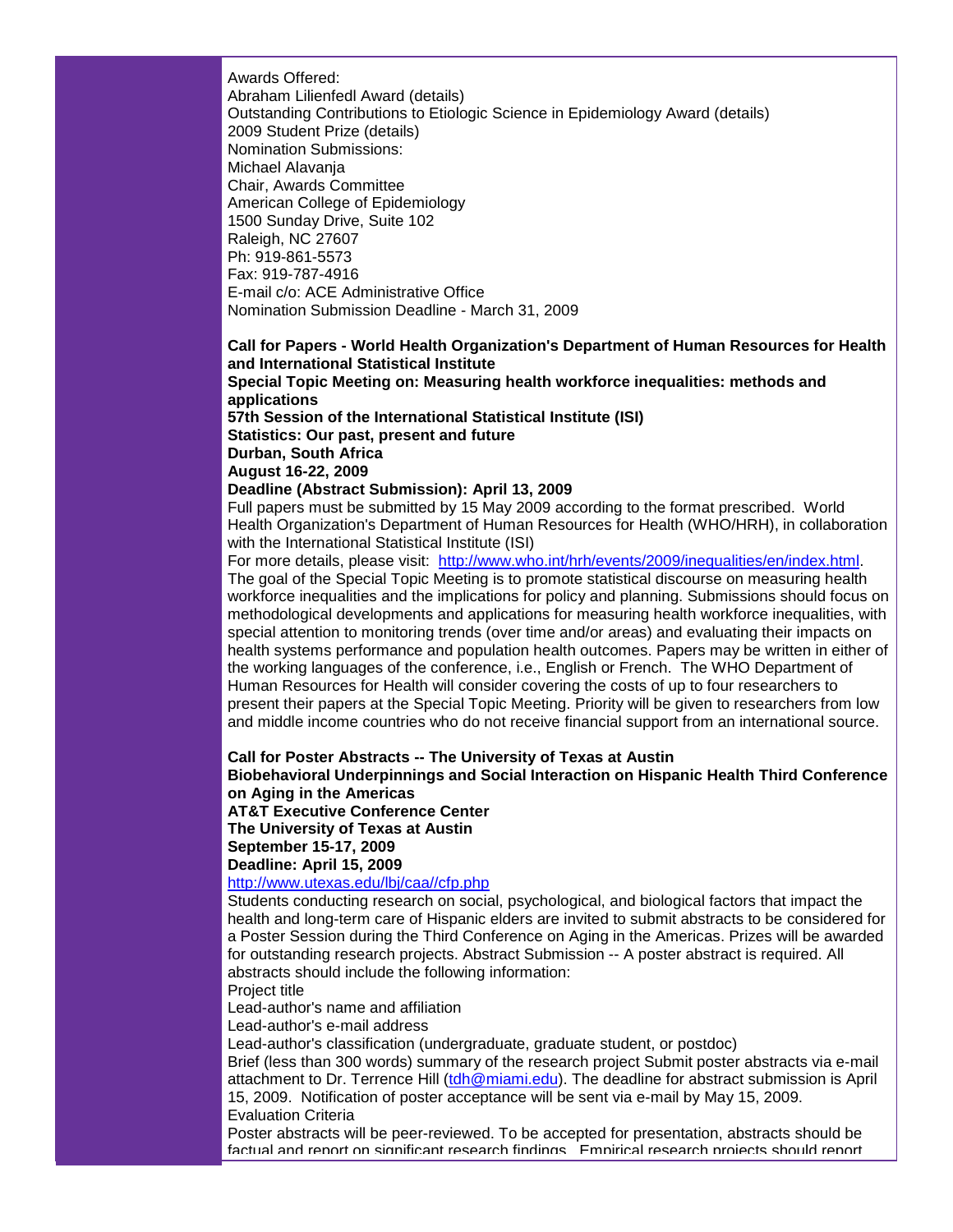Awards Offered:
Abraham Lilienfedl Award (details)
Outstanding Contributions to Etiologic Science in Epidemiology Award (details)
2009 Student Prize (details)
Nomination Submissions:
Michael Alavanja
Chair, Awards Committee
American College of Epidemiology
1500 Sunday Drive, Suite 102
Raleigh, NC 27607
Ph: 919-861-5573
Fax: 919-787-4916
E-mail c/o: ACE Administrative Office
Nomination Submission Deadline - March 31, 2009

**Call for Papers - World Health Organization's Department of Human Resources for Health and International Statistical Institute**
**Special Topic Meeting on: Measuring health workforce inequalities: methods and applications**
**57th Session of the International Statistical Institute (ISI)**
**Statistics: Our past, present and future**
**Durban, South Africa**
**August 16-22, 2009**
**Deadline (Abstract Submission): April 13, 2009**
Full papers must be submitted by 15 May 2009 according to the format prescribed. World Health Organization's Department of Human Resources for Health (WHO/HRH), in collaboration with the International Statistical Institute (ISI)
For more details, please visit: [http://www.who.int/hrh/events/2009/inequalities/en/index.html](http://www.who.int/hrh/events/2009/inequalities/en/index.html).
The goal of the Special Topic Meeting is to promote statistical discourse on measuring health workforce inequalities and the implications for policy and planning. Submissions should focus on methodological developments and applications for measuring health workforce inequalities, with special attention to monitoring trends (over time and/or areas) and evaluating their impacts on health systems performance and population health outcomes. Papers may be written in either of the working languages of the conference, i.e., English or French. The WHO Department of Human Resources for Health will consider covering the costs of up to four researchers to present their papers at the Special Topic Meeting. Priority will be given to researchers from low and middle income countries who do not receive financial support from an international source.

**Call for Poster Abstracts -- The University of Texas at Austin**
**Biobehavioral Underpinnings and Social Interaction on Hispanic Health Third Conference on Aging in the Americas**
**AT&T Executive Conference Center**
**The University of Texas at Austin**
**September 15-17, 2009**
**Deadline: April 15, 2009**
[http://www.utexas.edu/lbj/caa//cfp.php](http://www.utexas.edu/lbj/caa//cfp.php)
Students conducting research on social, psychological, and biological factors that impact the health and long-term care of Hispanic elders are invited to submit abstracts to be considered for a Poster Session during the Third Conference on Aging in the Americas. Prizes will be awarded for outstanding research projects. Abstract Submission -- A poster abstract is required. All abstracts should include the following information:
Project title
Lead-author's name and affiliation
Lead-author's e-mail address
Lead-author's classification (undergraduate, graduate student, or postdoc)
Brief (less than 300 words) summary of the research project Submit poster abstracts via e-mail attachment to Dr. Terrence Hill ([tdh@miami.edu](mailto:tdh@miami.edu)). The deadline for abstract submission is April 15, 2009. Notification of poster acceptance will be sent via e-mail by May 15, 2009.
Evaluation Criteria
Poster abstracts will be peer-reviewed. To be accepted for presentation, abstracts should be factual and report on significant research findings. Empirical research projects should report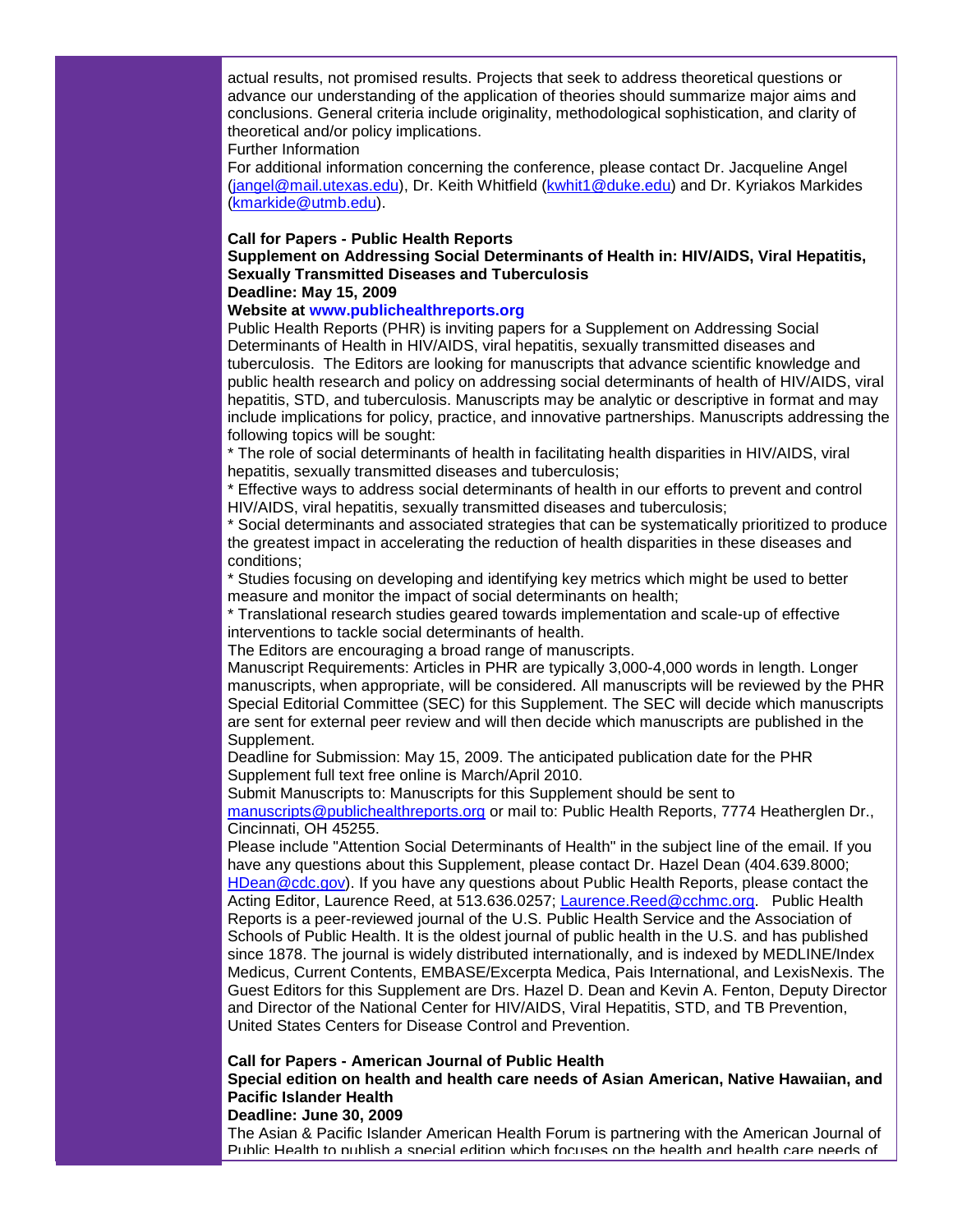actual results, not promised results. Projects that seek to address theoretical questions or advance our understanding of the application of theories should summarize major aims and conclusions. General criteria include originality, methodological sophistication, and clarity of theoretical and/or policy implications.

Further Information

For additional information concerning the conference, please contact Dr. Jacqueline Angel (jangel@mail.utexas.edu), Dr. Keith Whitfield (kwhit1@duke.edu) and Dr. Kyriakos Markides (kmarkide@utmb.edu).

**Call for Papers - Public Health Reports**
**Supplement on Addressing Social Determinants of Health in: HIV/AIDS, Viral Hepatitis, Sexually Transmitted Diseases and Tuberculosis**
**Deadline: May 15, 2009**
**Website at www.publichealthreports.org**

Public Health Reports (PHR) is inviting papers for a Supplement on Addressing Social Determinants of Health in HIV/AIDS, viral hepatitis, sexually transmitted diseases and tuberculosis. The Editors are looking for manuscripts that advance scientific knowledge and public health research and policy on addressing social determinants of health of HIV/AIDS, viral hepatitis, STD, and tuberculosis. Manuscripts may be analytic or descriptive in format and may include implications for policy, practice, and innovative partnerships. Manuscripts addressing the following topics will be sought:

* The role of social determinants of health in facilitating health disparities in HIV/AIDS, viral hepatitis, sexually transmitted diseases and tuberculosis;
* Effective ways to address social determinants of health in our efforts to prevent and control HIV/AIDS, viral hepatitis, sexually transmitted diseases and tuberculosis;
* Social determinants and associated strategies that can be systematically prioritized to produce the greatest impact in accelerating the reduction of health disparities in these diseases and conditions;
* Studies focusing on developing and identifying key metrics which might be used to better measure and monitor the impact of social determinants on health;
* Translational research studies geared towards implementation and scale-up of effective interventions to tackle social determinants of health.

The Editors are encouraging a broad range of manuscripts.

Manuscript Requirements: Articles in PHR are typically 3,000-4,000 words in length. Longer manuscripts, when appropriate, will be considered. All manuscripts will be reviewed by the PHR Special Editorial Committee (SEC) for this Supplement. The SEC will decide which manuscripts are sent for external peer review and will then decide which manuscripts are published in the Supplement.

Deadline for Submission: May 15, 2009. The anticipated publication date for the PHR Supplement full text free online is March/April 2010.

Submit Manuscripts to: Manuscripts for this Supplement should be sent to manuscripts@publichealthreports.org or mail to: Public Health Reports, 7774 Heatherglen Dr., Cincinnati, OH 45255.

Please include "Attention Social Determinants of Health" in the subject line of the email. If you have any questions about this Supplement, please contact Dr. Hazel Dean (404.639.8000; HDean@cdc.gov). If you have any questions about Public Health Reports, please contact the Acting Editor, Laurence Reed, at 513.636.0257; Laurence.Reed@cchmc.org. Public Health Reports is a peer-reviewed journal of the U.S. Public Health Service and the Association of Schools of Public Health. It is the oldest journal of public health in the U.S. and has published since 1878. The journal is widely distributed internationally, and is indexed by MEDLINE/Index Medicus, Current Contents, EMBASE/Excerpta Medica, Pais International, and LexisNexis. The Guest Editors for this Supplement are Drs. Hazel D. Dean and Kevin A. Fenton, Deputy Director and Director of the National Center for HIV/AIDS, Viral Hepatitis, STD, and TB Prevention, United States Centers for Disease Control and Prevention.

**Call for Papers - American Journal of Public Health**
**Special edition on health and health care needs of Asian American, Native Hawaiian, and Pacific Islander Health**
**Deadline: June 30, 2009**

The Asian & Pacific Islander American Health Forum is partnering with the American Journal of Public Health to publish a special edition which focuses on the health and health care needs of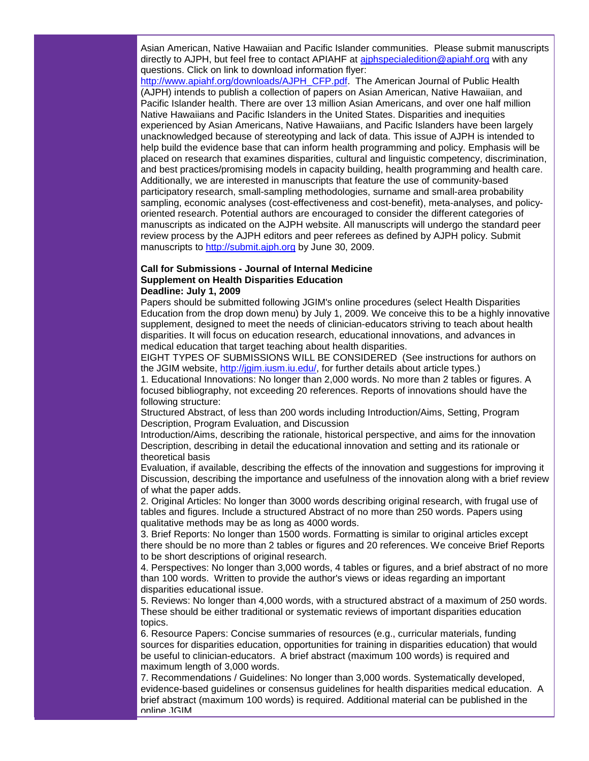Asian American, Native Hawaiian and Pacific Islander communities. Please submit manuscripts directly to AJPH, but feel free to contact APIAHF at ajphspecialedition@apiahf.org with any questions. Click on link to download information flyer: http://www.apiahf.org/downloads/AJPH_CFP.pdf. The American Journal of Public Health (AJPH) intends to publish a collection of papers on Asian American, Native Hawaiian, and Pacific Islander health. There are over 13 million Asian Americans, and over one half million Native Hawaiians and Pacific Islanders in the United States. Disparities and inequities experienced by Asian Americans, Native Hawaiians, and Pacific Islanders have been largely unacknowledged because of stereotyping and lack of data. This issue of AJPH is intended to help build the evidence base that can inform health programming and policy. Emphasis will be placed on research that examines disparities, cultural and linguistic competency, discrimination, and best practices/promising models in capacity building, health programming and health care. Additionally, we are interested in manuscripts that feature the use of community-based participatory research, small-sampling methodologies, surname and small-area probability sampling, economic analyses (cost-effectiveness and cost-benefit), meta-analyses, and policy-oriented research. Potential authors are encouraged to consider the different categories of manuscripts as indicated on the AJPH website. All manuscripts will undergo the standard peer review process by the AJPH editors and peer referees as defined by AJPH policy. Submit manuscripts to http://submit.ajph.org by June 30, 2009.

**Call for Submissions - Journal of Internal Medicine**
**Supplement on Health Disparities Education**
**Deadline: July 1, 2009**

Papers should be submitted following JGIM's online procedures (select Health Disparities Education from the drop down menu) by July 1, 2009. We conceive this to be a highly innovative supplement, designed to meet the needs of clinician-educators striving to teach about health disparities. It will focus on education research, educational innovations, and advances in medical education that target teaching about health disparities.

EIGHT TYPES OF SUBMISSIONS WILL BE CONSIDERED (See instructions for authors on the JGIM website, http://jgim.iusm.iu.edu/, for further details about article types.)

1. Educational Innovations: No longer than 2,000 words. No more than 2 tables or figures. A focused bibliography, not exceeding 20 references. Reports of innovations should have the following structure:
Structured Abstract, of less than 200 words including Introduction/Aims, Setting, Program Description, Program Evaluation, and Discussion
Introduction/Aims, describing the rationale, historical perspective, and aims for the innovation
Description, describing in detail the educational innovation and setting and its rationale or theoretical basis
Evaluation, if available, describing the effects of the innovation and suggestions for improving it
Discussion, describing the importance and usefulness of the innovation along with a brief review of what the paper adds.
2. Original Articles: No longer than 3000 words describing original research, with frugal use of tables and figures. Include a structured Abstract of no more than 250 words. Papers using qualitative methods may be as long as 4000 words.
3. Brief Reports: No longer than 1500 words. Formatting is similar to original articles except there should be no more than 2 tables or figures and 20 references. We conceive Brief Reports to be short descriptions of original research.
4. Perspectives: No longer than 3,000 words, 4 tables or figures, and a brief abstract of no more than 100 words. Written to provide the author's views or ideas regarding an important disparities educational issue.
5. Reviews: No longer than 4,000 words, with a structured abstract of a maximum of 250 words. These should be either traditional or systematic reviews of important disparities education topics.
6. Resource Papers: Concise summaries of resources (e.g., curricular materials, funding sources for disparities education, opportunities for training in disparities education) that would be useful to clinician-educators. A brief abstract (maximum 100 words) is required and maximum length of 3,000 words.
7. Recommendations / Guidelines: No longer than 3,000 words. Systematically developed, evidence-based guidelines or consensus guidelines for health disparities medical education. A brief abstract (maximum 100 words) is required. Additional material can be published in the online JGIM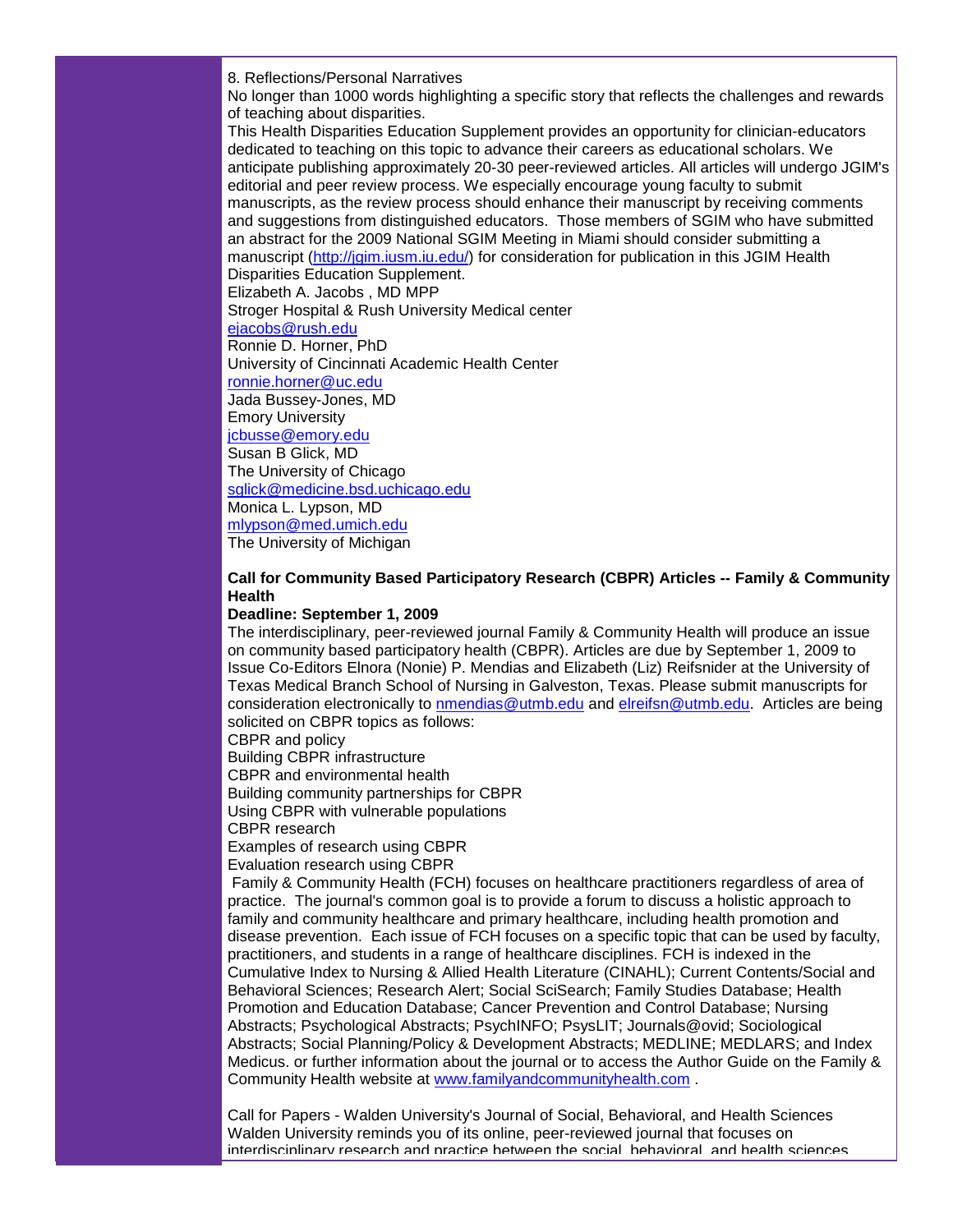8. Reflections/Personal Narratives
No longer than 1000 words highlighting a specific story that reflects the challenges and rewards of teaching about disparities.

This Health Disparities Education Supplement provides an opportunity for clinician-educators dedicated to teaching on this topic to advance their careers as educational scholars. We anticipate publishing approximately 20-30 peer-reviewed articles. All articles will undergo JGIM's editorial and peer review process. We especially encourage young faculty to submit manuscripts, as the review process should enhance their manuscript by receiving comments and suggestions from distinguished educators. Those members of SGIM who have submitted an abstract for the 2009 National SGIM Meeting in Miami should consider submitting a manuscript (http://jgim.iusm.iu.edu/) for consideration for publication in this JGIM Health Disparities Education Supplement.

Elizabeth A. Jacobs , MD MPP
Stroger Hospital & Rush University Medical center
ejacobs@rush.edu
Ronnie D. Horner, PhD
University of Cincinnati Academic Health Center
ronnie.horner@uc.edu
Jada Bussey-Jones, MD
Emory University
jcbusse@emory.edu
Susan B Glick, MD
The University of Chicago
sglick@medicine.bsd.uchicago.edu
Monica L. Lypson, MD
mlypson@med.umich.edu
The University of Michigan

**Call for Community Based Participatory Research (CBPR) Articles -- Family & Community Health**

**Deadline: September 1, 2009**

The interdisciplinary, peer-reviewed journal Family & Community Health will produce an issue on community based participatory health (CBPR). Articles are due by September 1, 2009 to Issue Co-Editors Elnora (Nonie) P. Mendias and Elizabeth (Liz) Reifsnider at the University of Texas Medical Branch School of Nursing in Galveston, Texas. Please submit manuscripts for consideration electronically to nmendias@utmb.edu and elreifsn@utmb.edu. Articles are being solicited on CBPR topics as follows:

CBPR and policy
Building CBPR infrastructure
CBPR and environmental health
Building community partnerships for CBPR
Using CBPR with vulnerable populations
CBPR research
Examples of research using CBPR
Evaluation research using CBPR

Family & Community Health (FCH) focuses on healthcare practitioners regardless of area of practice. The journal's common goal is to provide a forum to discuss a holistic approach to family and community healthcare and primary healthcare, including health promotion and disease prevention. Each issue of FCH focuses on a specific topic that can be used by faculty, practitioners, and students in a range of healthcare disciplines. FCH is indexed in the Cumulative Index to Nursing & Allied Health Literature (CINAHL); Current Contents/Social and Behavioral Sciences; Research Alert; Social SciSearch; Family Studies Database; Health Promotion and Education Database; Cancer Prevention and Control Database; Nursing Abstracts; Psychological Abstracts; PsychINFO; PsysLIT; Journals@ovid; Sociological Abstracts; Social Planning/Policy & Development Abstracts; MEDLINE; MEDLARS; and Index Medicus. or further information about the journal or to access the Author Guide on the Family & Community Health website at www.familyandcommunityhealth.com .

Call for Papers - Walden University's Journal of Social, Behavioral, and Health Sciences
Walden University reminds you of its online, peer-reviewed journal that focuses on interdisciplinary research and practice between the social, behavioral, and health sciences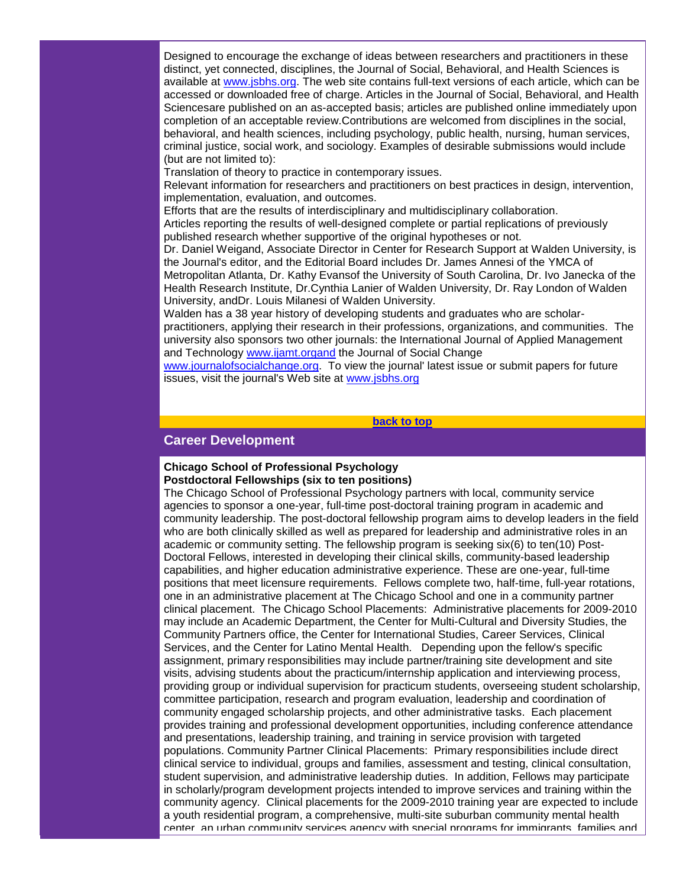Designed to encourage the exchange of ideas between researchers and practitioners in these distinct, yet connected, disciplines, the Journal of Social, Behavioral, and Health Sciences is available at www.jsbhs.org. The web site contains full-text versions of each article, which can be accessed or downloaded free of charge. Articles in the Journal of Social, Behavioral, and Health Sciencesare published on an as-accepted basis; articles are published online immediately upon completion of an acceptable review.Contributions are welcomed from disciplines in the social, behavioral, and health sciences, including psychology, public health, nursing, human services, criminal justice, social work, and sociology. Examples of desirable submissions would include (but are not limited to):

Translation of theory to practice in contemporary issues.

Relevant information for researchers and practitioners on best practices in design, intervention, implementation, evaluation, and outcomes.

Efforts that are the results of interdisciplinary and multidisciplinary collaboration.

Articles reporting the results of well-designed complete or partial replications of previously published research whether supportive of the original hypotheses or not.

Dr. Daniel Weigand, Associate Director in Center for Research Support at Walden University, is the Journal's editor, and the Editorial Board includes Dr. James Annesi of the YMCA of Metropolitan Atlanta, Dr. Kathy Evansof the University of South Carolina, Dr. Ivo Janecka of the Health Research Institute, Dr.Cynthia Lanier of Walden University, Dr. Ray London of Walden University, andDr. Louis Milanesi of Walden University.

Walden has a 38 year history of developing students and graduates who are scholar-practitioners, applying their research in their professions, organizations, and communities. The university also sponsors two other journals: the International Journal of Applied Management and Technology www.ijamt.organd the Journal of Social Change www.journalofsocialchange.org. To view the journal' latest issue or submit papers for future issues, visit the journal's Web site at www.jsbhs.org

**back to top**

## Career Development

**Chicago School of Professional Psychology**
**Postdoctoral Fellowships (six to ten positions)**

The Chicago School of Professional Psychology partners with local, community service agencies to sponsor a one-year, full-time post-doctoral training program in academic and community leadership. The post-doctoral fellowship program aims to develop leaders in the field who are both clinically skilled as well as prepared for leadership and administrative roles in an academic or community setting. The fellowship program is seeking six(6) to ten(10) Post-Doctoral Fellows, interested in developing their clinical skills, community-based leadership capabilities, and higher education administrative experience. These are one-year, full-time positions that meet licensure requirements. Fellows complete two, half-time, full-year rotations, one in an administrative placement at The Chicago School and one in a community partner clinical placement. The Chicago School Placements: Administrative placements for 2009-2010 may include an Academic Department, the Center for Multi-Cultural and Diversity Studies, the Community Partners office, the Center for International Studies, Career Services, Clinical Services, and the Center for Latino Mental Health. Depending upon the fellow's specific assignment, primary responsibilities may include partner/training site development and site visits, advising students about the practicum/internship application and interviewing process, providing group or individual supervision for practicum students, overseeing student scholarship, committee participation, research and program evaluation, leadership and coordination of community engaged scholarship projects, and other administrative tasks. Each placement provides training and professional development opportunities, including conference attendance and presentations, leadership training, and training in service provision with targeted populations. Community Partner Clinical Placements: Primary responsibilities include direct clinical service to individual, groups and families, assessment and testing, clinical consultation, student supervision, and administrative leadership duties. In addition, Fellows may participate in scholarly/program development projects intended to improve services and training within the community agency. Clinical placements for the 2009-2010 training year are expected to include a youth residential program, a comprehensive, multi-site suburban community mental health center, an urban community services agency with special programs for immigrants, families and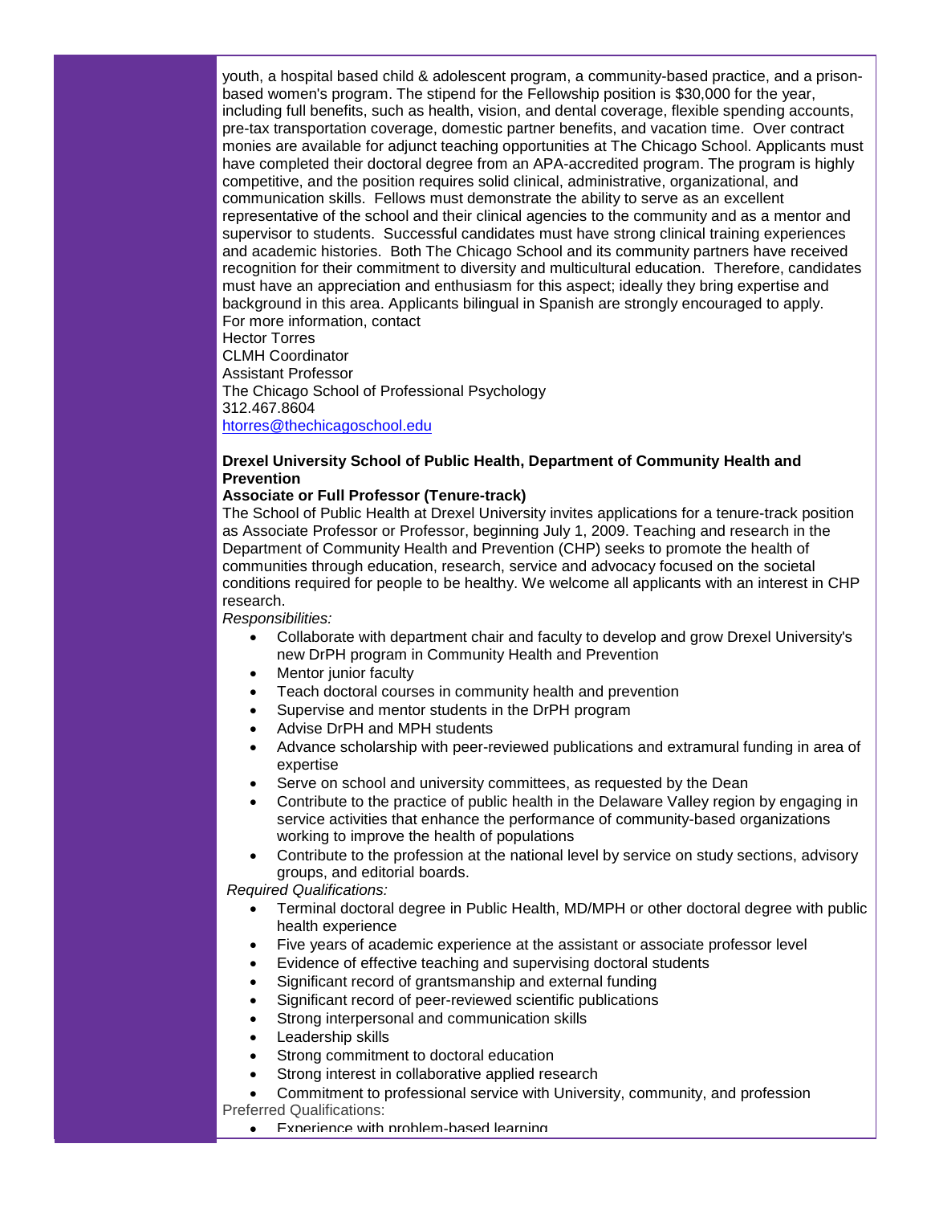youth, a hospital based child & adolescent program, a community-based practice, and a prison-based women's program. The stipend for the Fellowship position is $30,000 for the year, including full benefits, such as health, vision, and dental coverage, flexible spending accounts, pre-tax transportation coverage, domestic partner benefits, and vacation time. Over contract monies are available for adjunct teaching opportunities at The Chicago School. Applicants must have completed their doctoral degree from an APA-accredited program. The program is highly competitive, and the position requires solid clinical, administrative, organizational, and communication skills. Fellows must demonstrate the ability to serve as an excellent representative of the school and their clinical agencies to the community and as a mentor and supervisor to students. Successful candidates must have strong clinical training experiences and academic histories. Both The Chicago School and its community partners have received recognition for their commitment to diversity and multicultural education. Therefore, candidates must have an appreciation and enthusiasm for this aspect; ideally they bring expertise and background in this area. Applicants bilingual in Spanish are strongly encouraged to apply.
For more information, contact
Hector Torres
CLMH Coordinator
Assistant Professor
The Chicago School of Professional Psychology
312.467.8604
htorres@thechicagoschool.edu

**Drexel University School of Public Health, Department of Community Health and Prevention**
**Associate or Full Professor (Tenure-track)**
The School of Public Health at Drexel University invites applications for a tenure-track position as Associate Professor or Professor, beginning July 1, 2009. Teaching and research in the Department of Community Health and Prevention (CHP) seeks to promote the health of communities through education, research, service and advocacy focused on the societal conditions required for people to be healthy. We welcome all applicants with an interest in CHP research.

*Responsibilities:*

- Collaborate with department chair and faculty to develop and grow Drexel University's new DrPH program in Community Health and Prevention
- Mentor junior faculty
- Teach doctoral courses in community health and prevention
- Supervise and mentor students in the DrPH program
- Advise DrPH and MPH students
- Advance scholarship with peer-reviewed publications and extramural funding in area of expertise
- Serve on school and university committees, as requested by the Dean
- Contribute to the practice of public health in the Delaware Valley region by engaging in service activities that enhance the performance of community-based organizations working to improve the health of populations
- Contribute to the profession at the national level by service on study sections, advisory groups, and editorial boards.

*Required Qualifications:*

- Terminal doctoral degree in Public Health, MD/MPH or other doctoral degree with public health experience
- Five years of academic experience at the assistant or associate professor level
- Evidence of effective teaching and supervising doctoral students
- Significant record of grantsmanship and external funding
- Significant record of peer-reviewed scientific publications
- Strong interpersonal and communication skills
- Leadership skills
- Strong commitment to doctoral education
- Strong interest in collaborative applied research
- Commitment to professional service with University, community, and profession

Preferred Qualifications:

- Experience with problem-based learning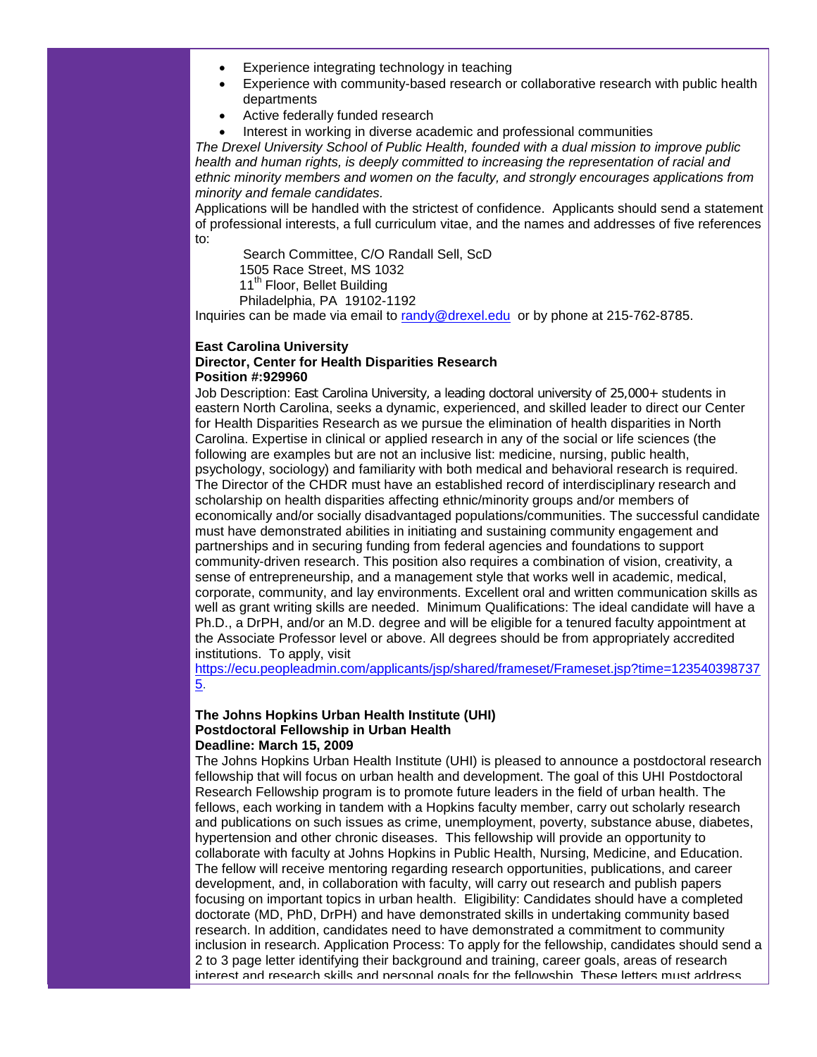- Experience integrating technology in teaching
- Experience with community-based research or collaborative research with public health departments
- Active federally funded research
- Interest in working in diverse academic and professional communities

*The Drexel University School of Public Health, founded with a dual mission to improve public health and human rights, is deeply committed to increasing the representation of racial and ethnic minority members and women on the faculty, and strongly encourages applications from minority and female candidates.*

Applications will be handled with the strictest of confidence. Applicants should send a statement of professional interests, a full curriculum vitae, and the names and addresses of five references to:

Search Committee, C/O Randall Sell, ScD
1505 Race Street, MS 1032
11th Floor, Bellet Building
Philadelphia, PA 19102-1192

Inquiries can be made via email to [randy@drexel.edu](mailto:randy@drexel.edu) or by phone at 215-762-8785.

**East Carolina University**
**Director, Center for Health Disparities Research**
**Position #:929960**

Job Description: East Carolina University, a leading doctoral university of 25,000+ students in eastern North Carolina, seeks a dynamic, experienced, and skilled leader to direct our Center for Health Disparities Research as we pursue the elimination of health disparities in North Carolina. Expertise in clinical or applied research in any of the social or life sciences (the following are examples but are not an inclusive list: medicine, nursing, public health, psychology, sociology) and familiarity with both medical and behavioral research is required. The Director of the CHDR must have an established record of interdisciplinary research and scholarship on health disparities affecting ethnic/minority groups and/or members of economically and/or socially disadvantaged populations/communities. The successful candidate must have demonstrated abilities in initiating and sustaining community engagement and partnerships and in securing funding from federal agencies and foundations to support community-driven research. This position also requires a combination of vision, creativity, a sense of entrepreneurship, and a management style that works well in academic, medical, corporate, community, and lay environments. Excellent oral and written communication skills as well as grant writing skills are needed. Minimum Qualifications: The ideal candidate will have a Ph.D., a DrPH, and/or an M.D. degree and will be eligible for a tenured faculty appointment at the Associate Professor level or above. All degrees should be from appropriately accredited institutions. To apply, visit [https://ecu.peopleadmin.com/applicants/jsp/shared/frameset/Frameset.jsp?time=1235403987375](https://ecu.peopleadmin.com/applicants/jsp/shared/frameset/Frameset.jsp?time=1235403987375).

**The Johns Hopkins Urban Health Institute (UHI)**
**Postdoctoral Fellowship in Urban Health**
**Deadline: March 15, 2009**

The Johns Hopkins Urban Health Institute (UHI) is pleased to announce a postdoctoral research fellowship that will focus on urban health and development. The goal of this UHI Postdoctoral Research Fellowship program is to promote future leaders in the field of urban health. The fellows, each working in tandem with a Hopkins faculty member, carry out scholarly research and publications on such issues as crime, unemployment, poverty, substance abuse, diabetes, hypertension and other chronic diseases. This fellowship will provide an opportunity to collaborate with faculty at Johns Hopkins in Public Health, Nursing, Medicine, and Education. The fellow will receive mentoring regarding research opportunities, publications, and career development, and, in collaboration with faculty, will carry out research and publish papers focusing on important topics in urban health. Eligibility: Candidates should have a completed doctorate (MD, PhD, DrPH) and have demonstrated skills in undertaking community based research. In addition, candidates need to have demonstrated a commitment to community inclusion in research. Application Process: To apply for the fellowship, candidates should send a 2 to 3 page letter identifying their background and training, career goals, areas of research interest and research skills and personal goals for the fellowship. These letters must address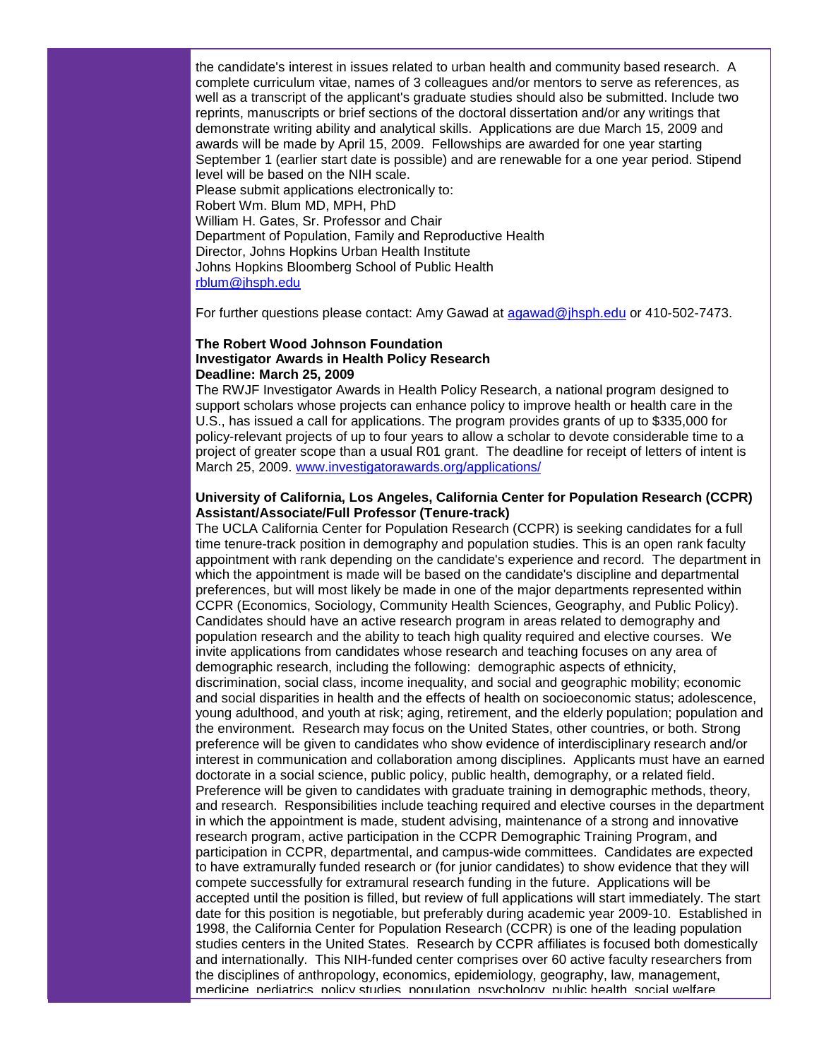the candidate's interest in issues related to urban health and community based research. A complete curriculum vitae, names of 3 colleagues and/or mentors to serve as references, as well as a transcript of the applicant's graduate studies should also be submitted. Include two reprints, manuscripts or brief sections of the doctoral dissertation and/or any writings that demonstrate writing ability and analytical skills. Applications are due March 15, 2009 and awards will be made by April 15, 2009. Fellowships are awarded for one year starting September 1 (earlier start date is possible) and are renewable for a one year period. Stipend level will be based on the NIH scale.

Please submit applications electronically to:
Robert Wm. Blum MD, MPH, PhD
William H. Gates, Sr. Professor and Chair
Department of Population, Family and Reproductive Health
Director, Johns Hopkins Urban Health Institute
Johns Hopkins Bloomberg School of Public Health
rblum@jhsph.edu

For further questions please contact: Amy Gawad at agawad@jhsph.edu or 410-502-7473.

**The Robert Wood Johnson Foundation**
**Investigator Awards in Health Policy Research**
**Deadline: March 25, 2009**

The RWJF Investigator Awards in Health Policy Research, a national program designed to support scholars whose projects can enhance policy to improve health or health care in the U.S., has issued a call for applications. The program provides grants of up to $335,000 for policy-relevant projects of up to four years to allow a scholar to devote considerable time to a project of greater scope than a usual R01 grant. The deadline for receipt of letters of intent is March 25, 2009. www.investigatorawards.org/applications/

**University of California, Los Angeles, California Center for Population Research (CCPR)**
**Assistant/Associate/Full Professor (Tenure-track)**

The UCLA California Center for Population Research (CCPR) is seeking candidates for a full time tenure-track position in demography and population studies. This is an open rank faculty appointment with rank depending on the candidate's experience and record. The department in which the appointment is made will be based on the candidate's discipline and departmental preferences, but will most likely be made in one of the major departments represented within CCPR (Economics, Sociology, Community Health Sciences, Geography, and Public Policy). Candidates should have an active research program in areas related to demography and population research and the ability to teach high quality required and elective courses. We invite applications from candidates whose research and teaching focuses on any area of demographic research, including the following: demographic aspects of ethnicity, discrimination, social class, income inequality, and social and geographic mobility; economic and social disparities in health and the effects of health on socioeconomic status; adolescence, young adulthood, and youth at risk; aging, retirement, and the elderly population; population and the environment. Research may focus on the United States, other countries, or both. Strong preference will be given to candidates who show evidence of interdisciplinary research and/or interest in communication and collaboration among disciplines. Applicants must have an earned doctorate in a social science, public policy, public health, demography, or a related field. Preference will be given to candidates with graduate training in demographic methods, theory, and research. Responsibilities include teaching required and elective courses in the department in which the appointment is made, student advising, maintenance of a strong and innovative research program, active participation in the CCPR Demographic Training Program, and participation in CCPR, departmental, and campus-wide committees. Candidates are expected to have extramurally funded research or (for junior candidates) to show evidence that they will compete successfully for extramural research funding in the future. Applications will be accepted until the position is filled, but review of full applications will start immediately. The start date for this position is negotiable, but preferably during academic year 2009-10. Established in 1998, the California Center for Population Research (CCPR) is one of the leading population studies centers in the United States. Research by CCPR affiliates is focused both domestically and internationally. This NIH-funded center comprises over 60 active faculty researchers from the disciplines of anthropology, economics, epidemiology, geography, law, management, medicine, pediatrics, policy studies, population, psychology, public health, social welfare,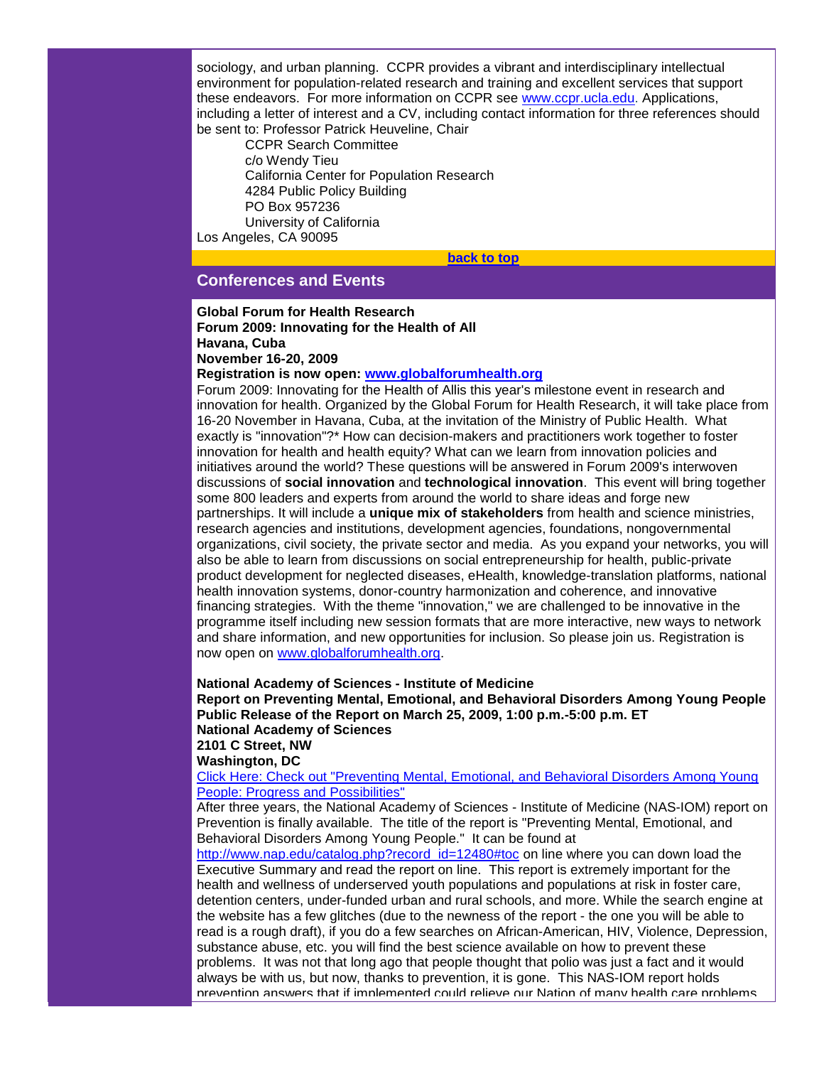sociology, and urban planning. CCPR provides a vibrant and interdisciplinary intellectual environment for population-related research and training and excellent services that support these endeavors. For more information on CCPR see [www.ccpr.ucla.edu](http://www.ccpr.ucla.edu). Applications, including a letter of interest and a CV, including contact information for three references should be sent to: Professor Patrick Heuveline, Chair

CCPR Search Committee
c/o Wendy Tieu
California Center for Population Research
4284 Public Policy Building
PO Box 957236
University of California
Los Angeles, CA 90095

**back to top**

## Conferences and Events

**Global Forum for Health Research**
**Forum 2009: Innovating for the Health of All**
**Havana, Cuba**
**November 16-20, 2009**
**Registration is now open: [www.globalforumhealth.org](http://www.globalforumhealth.org)**

Forum 2009: Innovating for the Health of Allis this year's milestone event in research and innovation for health. Organized by the Global Forum for Health Research, it will take place from 16-20 November in Havana, Cuba, at the invitation of the Ministry of Public Health. What exactly is "innovation"?* How can decision-makers and practitioners work together to foster innovation for health and health equity? What can we learn from innovation policies and initiatives around the world? These questions will be answered in Forum 2009's interwoven discussions of **social innovation** and **technological innovation**. This event will bring together some 800 leaders and experts from around the world to share ideas and forge new partnerships. It will include a **unique mix of stakeholders** from health and science ministries, research agencies and institutions, development agencies, foundations, nongovernmental organizations, civil society, the private sector and media. As you expand your networks, you will also be able to learn from discussions on social entrepreneurship for health, public-private product development for neglected diseases, eHealth, knowledge-translation platforms, national health innovation systems, donor-country harmonization and coherence, and innovative financing strategies. With the theme "innovation," we are challenged to be innovative in the programme itself including new session formats that are more interactive, new ways to network and share information, and new opportunities for inclusion. So please join us. Registration is now open on [www.globalforumhealth.org](http://www.globalforumhealth.org).

**National Academy of Sciences - Institute of Medicine**
**Report on Preventing Mental, Emotional, and Behavioral Disorders Among Young People**
**Public Release of the Report on March 25, 2009, 1:00 p.m.-5:00 p.m. ET**
**National Academy of Sciences**
**2101 C Street, NW**
**Washington, DC**

Click Here: Check out "Preventing Mental, Emotional, and Behavioral Disorders Among Young People: Progress and Possibilities"

After three years, the National Academy of Sciences - Institute of Medicine (NAS-IOM) report on Prevention is finally available. The title of the report is "Preventing Mental, Emotional, and Behavioral Disorders Among Young People." It can be found at [http://www.nap.edu/catalog.php?record_id=12480#toc](http://www.nap.edu/catalog.php?record_id=12480#toc) on line where you can down load the Executive Summary and read the report on line. This report is extremely important for the health and wellness of underserved youth populations and populations at risk in foster care, detention centers, under-funded urban and rural schools, and more. While the search engine at the website has a few glitches (due to the newness of the report - the one you will be able to read is a rough draft), if you do a few searches on African-American, HIV, Violence, Depression, substance abuse, etc. you will find the best science available on how to prevent these problems. It was not that long ago that people thought that polio was just a fact and it would always be with us, but now, thanks to prevention, it is gone. This NAS-IOM report holds prevention answers that if implemented could relieve our Nation of many health care problems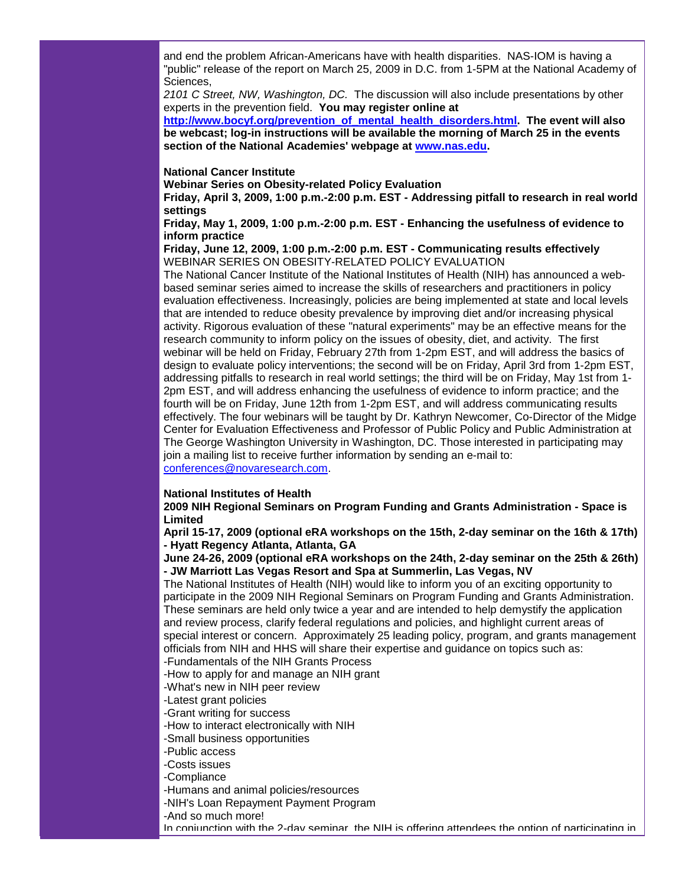and end the problem African-Americans have with health disparities. NAS-IOM is having a "public" release of the report on March 25, 2009 in D.C. from 1-5PM at the National Academy of Sciences,
*2101 C Street, NW, Washington, DC.* The discussion will also include presentations by other experts in the prevention field. **You may register online at [http://www.bocyf.org/prevention_of_mental_health_disorders.html](http://www.bocyf.org/prevention_of_mental_health_disorders.html). The event will also be webcast; log-in instructions will be available the morning of March 25 in the events section of the National Academies' webpage at [www.nas.edu](www.nas.edu).**

**National Cancer Institute**
**Webinar Series on Obesity-related Policy Evaluation**
**Friday, April 3, 2009, 1:00 p.m.-2:00 p.m. EST - Addressing pitfall to research in real world settings**
**Friday, May 1, 2009, 1:00 p.m.-2:00 p.m. EST - Enhancing the usefulness of evidence to inform practice**
**Friday, June 12, 2009, 1:00 p.m.-2:00 p.m. EST - Communicating results effectively**
WEBINAR SERIES ON OBESITY-RELATED POLICY EVALUATION
The National Cancer Institute of the National Institutes of Health (NIH) has announced a web-based seminar series aimed to increase the skills of researchers and practitioners in policy evaluation effectiveness. Increasingly, policies are being implemented at state and local levels that are intended to reduce obesity prevalence by improving diet and/or increasing physical activity. Rigorous evaluation of these "natural experiments" may be an effective means for the research community to inform policy on the issues of obesity, diet, and activity. The first webinar will be held on Friday, February 27th from 1-2pm EST, and will address the basics of design to evaluate policy interventions; the second will be on Friday, April 3rd from 1-2pm EST, addressing pitfalls to research in real world settings; the third will be on Friday, May 1st from 1-2pm EST, and will address enhancing the usefulness of evidence to inform practice; and the fourth will be on Friday, June 12th from 1-2pm EST, and will address communicating results effectively. The four webinars will be taught by Dr. Kathryn Newcomer, Co-Director of the Midge Center for Evaluation Effectiveness and Professor of Public Policy and Public Administration at The George Washington University in Washington, DC. Those interested in participating may join a mailing list to receive further information by sending an e-mail to: [conferences@novaresearch.com](mailto:conferences@novaresearch.com).

**National Institutes of Health**
**2009 NIH Regional Seminars on Program Funding and Grants Administration - Space is Limited**
**April 15-17, 2009 (optional eRA workshops on the 15th, 2-day seminar on the 16th & 17th) - Hyatt Regency Atlanta, Atlanta, GA**
**June 24-26, 2009 (optional eRA workshops on the 24th, 2-day seminar on the 25th & 26th) - JW Marriott Las Vegas Resort and Spa at Summerlin, Las Vegas, NV**
The National Institutes of Health (NIH) would like to inform you of an exciting opportunity to participate in the 2009 NIH Regional Seminars on Program Funding and Grants Administration. These seminars are held only twice a year and are intended to help demystify the application and review process, clarify federal regulations and policies, and highlight current areas of special interest or concern. Approximately 25 leading policy, program, and grants management officials from NIH and HHS will share their expertise and guidance on topics such as:
-Fundamentals of the NIH Grants Process
-How to apply for and manage an NIH grant
-What's new in NIH peer review
-Latest grant policies
-Grant writing for success
-How to interact electronically with NIH
-Small business opportunities
-Public access
-Costs issues
-Compliance
-Humans and animal policies/resources
-NIH's Loan Repayment Payment Program
-And so much more!
In conjunction with the 2-day seminar, the NIH is offering attendees the option of participating in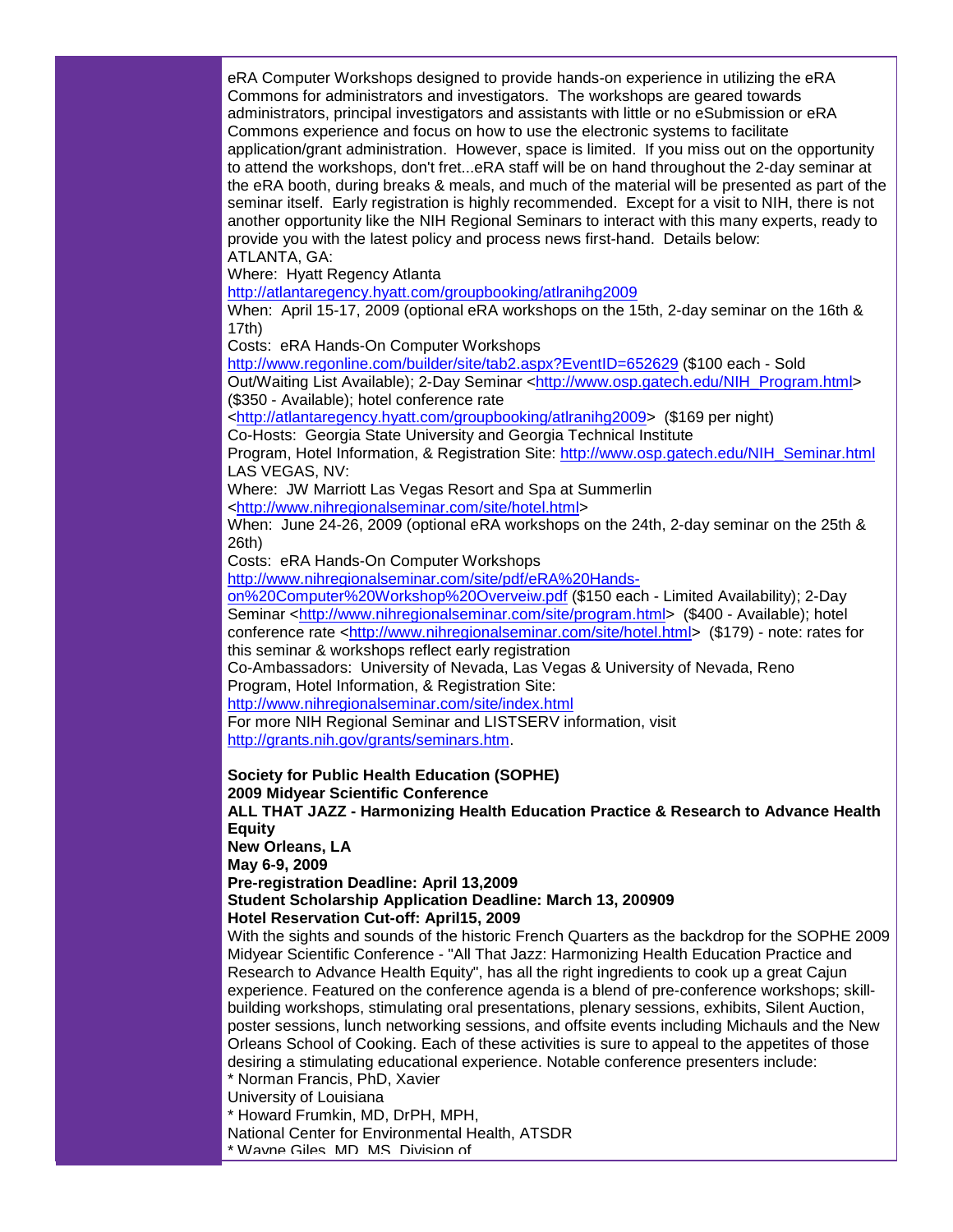eRA Computer Workshops designed to provide hands-on experience in utilizing the eRA Commons for administrators and investigators. The workshops are geared towards administrators, principal investigators and assistants with little or no eSubmission or eRA Commons experience and focus on how to use the electronic systems to facilitate application/grant administration. However, space is limited. If you miss out on the opportunity to attend the workshops, don't fret...eRA staff will be on hand throughout the 2-day seminar at the eRA booth, during breaks & meals, and much of the material will be presented as part of the seminar itself. Early registration is highly recommended. Except for a visit to NIH, there is not another opportunity like the NIH Regional Seminars to interact with this many experts, ready to provide you with the latest policy and process news first-hand. Details below:

ATLANTA, GA:

Where: Hyatt Regency Atlanta

http://atlantaregency.hyatt.com/groupbooking/atlranihg2009

When: April 15-17, 2009 (optional eRA workshops on the 15th, 2-day seminar on the 16th & 17th)

Costs: eRA Hands-On Computer Workshops http://www.regonline.com/builder/site/tab2.aspx?EventID=652629 ($100 each - Sold Out/Waiting List Available); 2-Day Seminar <http://www.osp.gatech.edu/NIH_Program.html> ($350 - Available); hotel conference rate <http://atlantaregency.hyatt.com/groupbooking/atlranihg2009> ($169 per night)

Co-Hosts: Georgia State University and Georgia Technical Institute

Program, Hotel Information, & Registration Site: http://www.osp.gatech.edu/NIH_Seminar.html

LAS VEGAS, NV:

Where: JW Marriott Las Vegas Resort and Spa at Summerlin <http://www.nihregionalseminar.com/site/hotel.html>

When: June 24-26, 2009 (optional eRA workshops on the 24th, 2-day seminar on the 25th & 26th)

Costs: eRA Hands-On Computer Workshops http://www.nihregionalseminar.com/site/pdf/eRA%20Hands-on%20Computer%20Workshop%20Overveiw.pdf ($150 each - Limited Availability); 2-Day Seminar <http://www.nihregionalseminar.com/site/program.html> ($400 - Available); hotel conference rate <http://www.nihregionalseminar.com/site/hotel.html> ($179) - note: rates for this seminar & workshops reflect early registration

Co-Ambassadors: University of Nevada, Las Vegas & University of Nevada, Reno

Program, Hotel Information, & Registration Site:

http://www.nihregionalseminar.com/site/index.html

For more NIH Regional Seminar and LISTSERV information, visit http://grants.nih.gov/grants/seminars.htm.

**Society for Public Health Education (SOPHE)**
**2009 Midyear Scientific Conference**
**ALL THAT JAZZ - Harmonizing Health Education Practice & Research to Advance Health Equity**
**New Orleans, LA**
**May 6-9, 2009**
**Pre-registration Deadline: April 13,2009**
**Student Scholarship Application Deadline: March 13, 200909**
**Hotel Reservation Cut-off: April15, 2009**

With the sights and sounds of the historic French Quarters as the backdrop for the SOPHE 2009 Midyear Scientific Conference - "All That Jazz: Harmonizing Health Education Practice and Research to Advance Health Equity", has all the right ingredients to cook up a great Cajun experience. Featured on the conference agenda is a blend of pre-conference workshops; skill-building workshops, stimulating oral presentations, plenary sessions, exhibits, Silent Auction, poster sessions, lunch networking sessions, and offsite events including Michauls and the New Orleans School of Cooking. Each of these activities is sure to appeal to the appetites of those desiring a stimulating educational experience. Notable conference presenters include:

* Norman Francis, PhD, Xavier
University of Louisiana
* Howard Frumkin, MD, DrPH, MPH,
National Center for Environmental Health, ATSDR
* Wayne Giles, MD, MS, Division of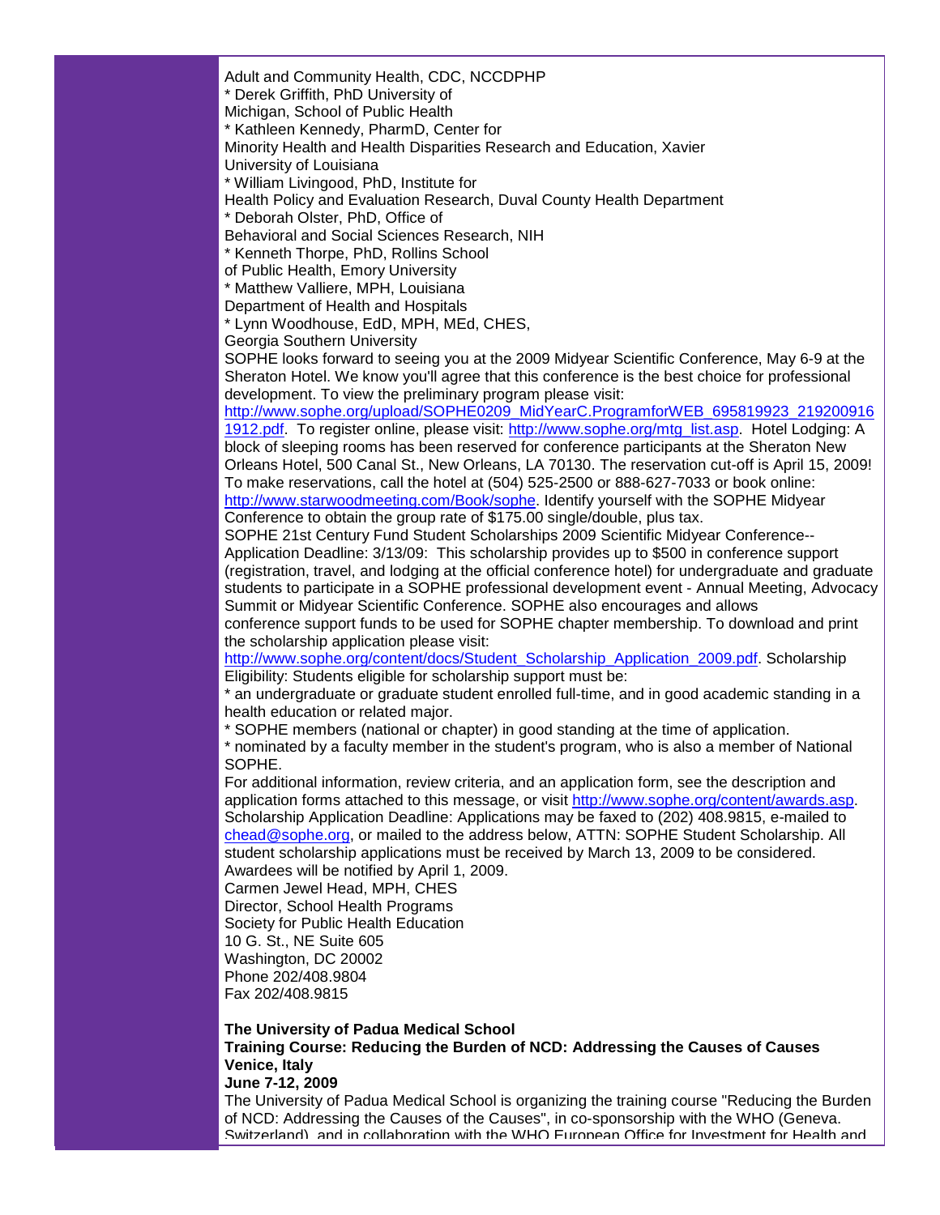Adult and Community Health, CDC, NCCDPHP
* Derek Griffith, PhD University of
Michigan, School of Public Health
* Kathleen Kennedy, PharmD, Center for
Minority Health and Health Disparities Research and Education, Xavier
University of Louisiana
* William Livingood, PhD, Institute for
Health Policy and Evaluation Research, Duval County Health Department
* Deborah Olster, PhD, Office of
Behavioral and Social Sciences Research, NIH
* Kenneth Thorpe, PhD, Rollins School
of Public Health, Emory University
* Matthew Valliere, MPH, Louisiana
Department of Health and Hospitals
* Lynn Woodhouse, EdD, MPH, MEd, CHES,
Georgia Southern University

SOPHE looks forward to seeing you at the 2009 Midyear Scientific Conference, May 6-9 at the Sheraton Hotel. We know you'll agree that this conference is the best choice for professional development. To view the preliminary program please visit: http://www.sophe.org/upload/SOPHE0209_MidYearC.ProgramforWEB_695819923_2192009161912.pdf. To register online, please visit: http://www.sophe.org/mtg_list.asp. Hotel Lodging: A block of sleeping rooms has been reserved for conference participants at the Sheraton New Orleans Hotel, 500 Canal St., New Orleans, LA 70130. The reservation cut-off is April 15, 2009! To make reservations, call the hotel at (504) 525-2500 or 888-627-7033 or book online: http://www.starwoodmeeting.com/Book/sophe. Identify yourself with the SOPHE Midyear Conference to obtain the group rate of $175.00 single/double, plus tax.

SOPHE 21st Century Fund Student Scholarships 2009 Scientific Midyear Conference--Application Deadline: 3/13/09: This scholarship provides up to $500 in conference support (registration, travel, and lodging at the official conference hotel) for undergraduate and graduate students to participate in a SOPHE professional development event - Annual Meeting, Advocacy Summit or Midyear Scientific Conference. SOPHE also encourages and allows conference support funds to be used for SOPHE chapter membership. To download and print the scholarship application please visit: http://www.sophe.org/content/docs/Student_Scholarship_Application_2009.pdf. Scholarship Eligibility: Students eligible for scholarship support must be:

* an undergraduate or graduate student enrolled full-time, and in good academic standing in a health education or related major.
* SOPHE members (national or chapter) in good standing at the time of application.
* nominated by a faculty member in the student's program, who is also a member of National SOPHE.

For additional information, review criteria, and an application form, see the description and application forms attached to this message, or visit http://www.sophe.org/content/awards.asp. Scholarship Application Deadline: Applications may be faxed to (202) 408.9815, e-mailed to chead@sophe.org, or mailed to the address below, ATTN: SOPHE Student Scholarship. All student scholarship applications must be received by March 13, 2009 to be considered. Awardees will be notified by April 1, 2009.

Carmen Jewel Head, MPH, CHES
Director, School Health Programs
Society for Public Health Education
10 G. St., NE Suite 605
Washington, DC 20002
Phone 202/408.9804
Fax 202/408.9815

**The University of Padua Medical School**
**Training Course: Reducing the Burden of NCD: Addressing the Causes of Causes**
**Venice, Italy**
**June 7-12, 2009**

The University of Padua Medical School is organizing the training course "Reducing the Burden of NCD: Addressing the Causes of the Causes", in co-sponsorship with the WHO (Geneva. Switzerland), and in collaboration with the WHO European Office for Investment for Health and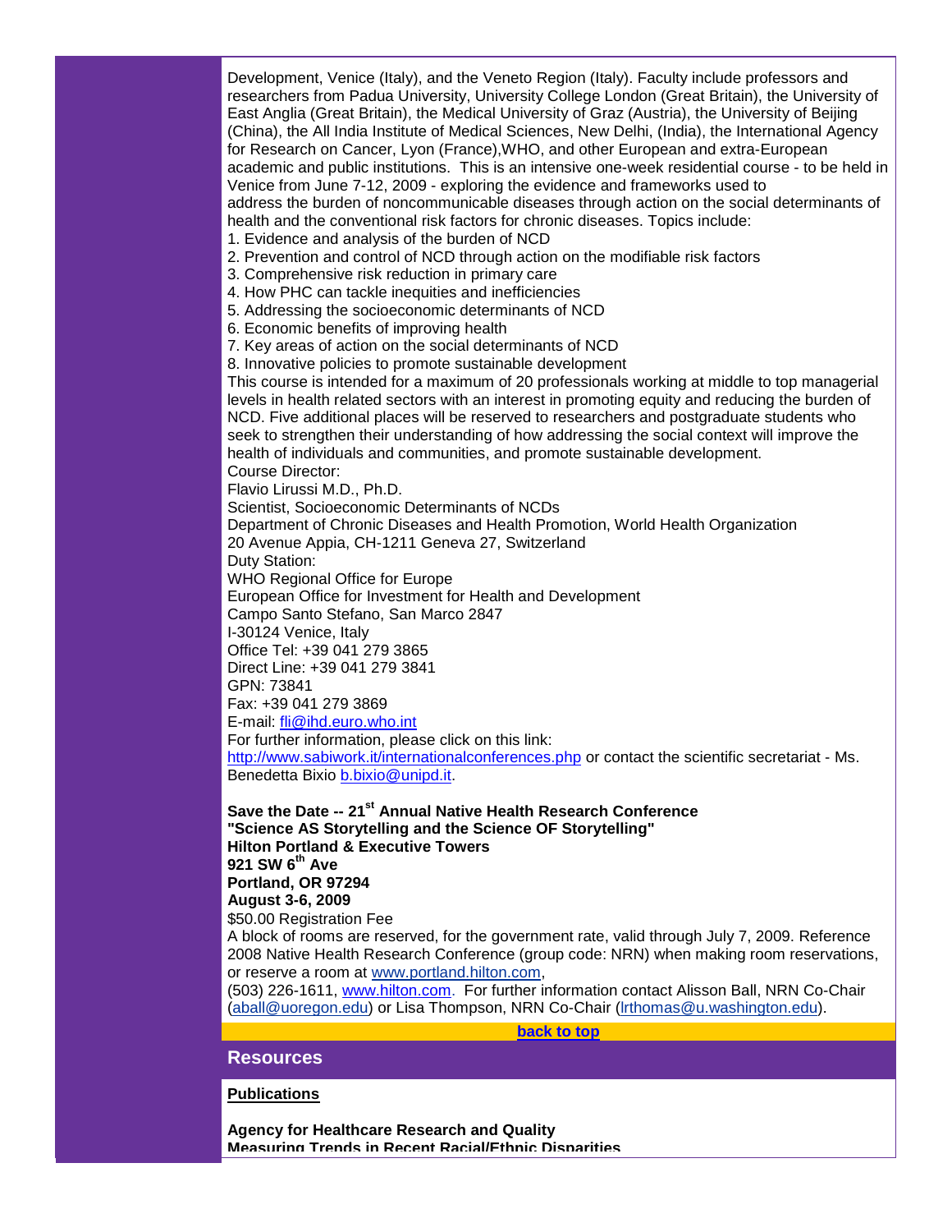Development, Venice (Italy), and the Veneto Region (Italy). Faculty include professors and researchers from Padua University, University College London (Great Britain), the University of East Anglia (Great Britain), the Medical University of Graz (Austria), the University of Beijing (China), the All India Institute of Medical Sciences, New Delhi, (India), the International Agency for Research on Cancer, Lyon (France),WHO, and other European and extra-European academic and public institutions. This is an intensive one-week residential course - to be held in Venice from June 7-12, 2009 - exploring the evidence and frameworks used to address the burden of noncommunicable diseases through action on the social determinants of health and the conventional risk factors for chronic diseases. Topics include:

1. Evidence and analysis of the burden of NCD
2. Prevention and control of NCD through action on the modifiable risk factors
3. Comprehensive risk reduction in primary care
4. How PHC can tackle inequities and inefficiencies
5. Addressing the socioeconomic determinants of NCD
6. Economic benefits of improving health
7. Key areas of action on the social determinants of NCD
8. Innovative policies to promote sustainable development

This course is intended for a maximum of 20 professionals working at middle to top managerial levels in health related sectors with an interest in promoting equity and reducing the burden of NCD. Five additional places will be reserved to researchers and postgraduate students who seek to strengthen their understanding of how addressing the social context will improve the health of individuals and communities, and promote sustainable development.

Course Director:
Flavio Lirussi M.D., Ph.D.
Scientist, Socioeconomic Determinants of NCDs
Department of Chronic Diseases and Health Promotion, World Health Organization
20 Avenue Appia, CH-1211 Geneva 27, Switzerland
Duty Station:
WHO Regional Office for Europe
European Office for Investment for Health and Development
Campo Santo Stefano, San Marco 2847
I-30124 Venice, Italy
Office Tel: +39 041 279 3865
Direct Line: +39 041 279 3841
GPN: 73841
Fax: +39 041 279 3869
E-mail: fli@ihd.euro.who.int
For further information, please click on this link:
http://www.sabiwork.it/internationalconferences.php or contact the scientific secretariat - Ms. Benedetta Bixio b.bixio@unipd.it.

**Save the Date -- 21st Annual Native Health Research Conference**
**"Science AS Storytelling and the Science OF Storytelling"**
**Hilton Portland & Executive Towers**
**921 SW 6th Ave**
**Portland, OR 97294**
**August 3-6, 2009**
$50.00 Registration Fee
A block of rooms are reserved, for the government rate, valid through July 7, 2009. Reference 2008 Native Health Research Conference (group code: NRN) when making room reservations, or reserve a room at www.portland.hilton.com,
(503) 226-1611, www.hilton.com. For further information contact Alisson Ball, NRN Co-Chair (aball@uoregon.edu) or Lisa Thompson, NRN Co-Chair (lrthomas@u.washington.edu).

**back to top**

## Resources

**Publications**

**Agency for Healthcare Research and Quality**
**Measuring Trends in Recent Racial/Ethnic Disparities**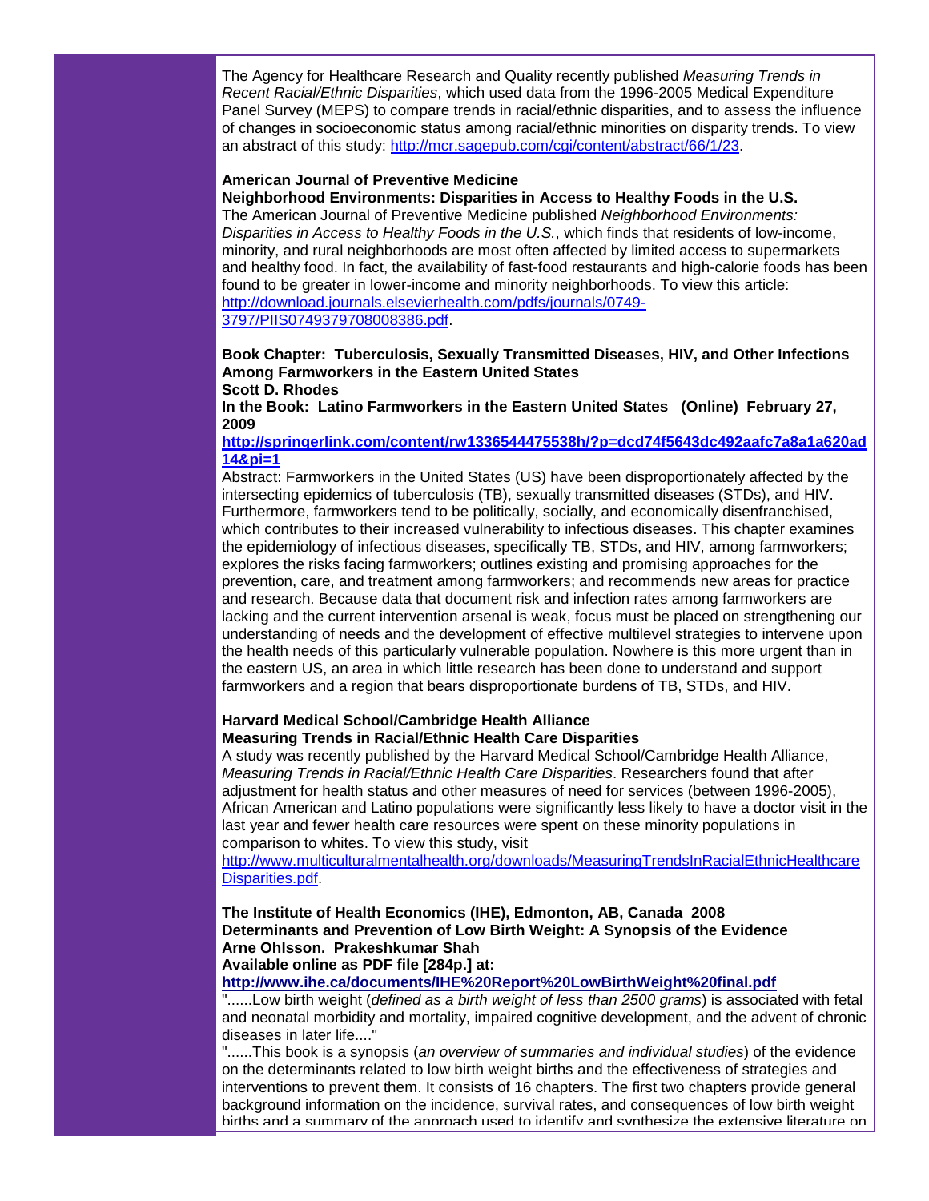The Agency for Healthcare Research and Quality recently published *Measuring Trends in Recent Racial/Ethnic Disparities*, which used data from the 1996-2005 Medical Expenditure Panel Survey (MEPS) to compare trends in racial/ethnic disparities, and to assess the influence of changes in socioeconomic status among racial/ethnic minorities on disparity trends. To view an abstract of this study: http://mcr.sagepub.com/cgi/content/abstract/66/1/23.

**American Journal of Preventive Medicine**
**Neighborhood Environments: Disparities in Access to Healthy Foods in the U.S.**
The American Journal of Preventive Medicine published *Neighborhood Environments: Disparities in Access to Healthy Foods in the U.S.*, which finds that residents of low-income, minority, and rural neighborhoods are most often affected by limited access to supermarkets and healthy food. In fact, the availability of fast-food restaurants and high-calorie foods has been found to be greater in lower-income and minority neighborhoods. To view this article: http://download.journals.elsevierhealth.com/pdfs/journals/0749-3797/PIIS0749379708008386.pdf.

**Book Chapter: Tuberculosis, Sexually Transmitted Diseases, HIV, and Other Infections Among Farmworkers in the Eastern United States**
**Scott D. Rhodes**
**In the Book: Latino Farmworkers in the Eastern United States (Online) February 27, 2009**
**http://springerlink.com/content/rw1336544475538h/?p=dcd74f5643dc492aafc7a8a1a620ad14&pi=1**
Abstract: Farmworkers in the United States (US) have been disproportionately affected by the intersecting epidemics of tuberculosis (TB), sexually transmitted diseases (STDs), and HIV. Furthermore, farmworkers tend to be politically, socially, and economically disenfranchised, which contributes to their increased vulnerability to infectious diseases. This chapter examines the epidemiology of infectious diseases, specifically TB, STDs, and HIV, among farmworkers; explores the risks facing farmworkers; outlines existing and promising approaches for the prevention, care, and treatment among farmworkers; and recommends new areas for practice and research. Because data that document risk and infection rates among farmworkers are lacking and the current intervention arsenal is weak, focus must be placed on strengthening our understanding of needs and the development of effective multilevel strategies to intervene upon the health needs of this particularly vulnerable population. Nowhere is this more urgent than in the eastern US, an area in which little research has been done to understand and support farmworkers and a region that bears disproportionate burdens of TB, STDs, and HIV.

**Harvard Medical School/Cambridge Health Alliance**
**Measuring Trends in Racial/Ethnic Health Care Disparities**
A study was recently published by the Harvard Medical School/Cambridge Health Alliance, *Measuring Trends in Racial/Ethnic Health Care Disparities*. Researchers found that after adjustment for health status and other measures of need for services (between 1996-2005), African American and Latino populations were significantly less likely to have a doctor visit in the last year and fewer health care resources were spent on these minority populations in comparison to whites. To view this study, visit http://www.multiculturalmentalhealth.org/downloads/MeasuringTrendsInRacialEthnicHealthcareDisparities.pdf.

**The Institute of Health Economics (IHE), Edmonton, AB, Canada 2008**
**Determinants and Prevention of Low Birth Weight: A Synopsis of the Evidence**
**Arne Ohlsson. Prakeshkumar Shah**
**Available online as PDF file [284p.] at:**
**http://www.ihe.ca/documents/IHE%20Report%20LowBirthWeight%20final.pdf**
"......Low birth weight (*defined as a birth weight of less than 2500 grams*) is associated with fetal and neonatal morbidity and mortality, impaired cognitive development, and the advent of chronic diseases in later life...."
"......This book is a synopsis (*an overview of summaries and individual studies*) of the evidence on the determinants related to low birth weight births and the effectiveness of strategies and interventions to prevent them. It consists of 16 chapters. The first two chapters provide general background information on the incidence, survival rates, and consequences of low birth weight births and a summary of the approach used to identify and synthesize the extensive literature on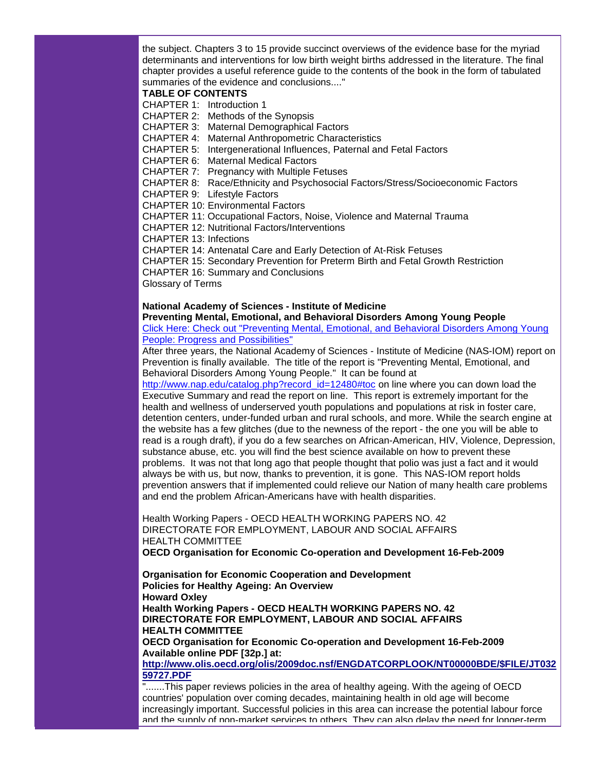the subject. Chapters 3 to 15 provide succinct overviews of the evidence base for the myriad determinants and interventions for low birth weight births addressed in the literature. The final chapter provides a useful reference guide to the contents of the book in the form of tabulated summaries of the evidence and conclusions...."

**TABLE OF CONTENTS**

CHAPTER 1: Introduction 1
CHAPTER 2: Methods of the Synopsis
CHAPTER 3: Maternal Demographical Factors
CHAPTER 4: Maternal Anthropometric Characteristics
CHAPTER 5: Intergenerational Influences, Paternal and Fetal Factors
CHAPTER 6: Maternal Medical Factors
CHAPTER 7: Pregnancy with Multiple Fetuses
CHAPTER 8: Race/Ethnicity and Psychosocial Factors/Stress/Socioeconomic Factors
CHAPTER 9: Lifestyle Factors
CHAPTER 10: Environmental Factors
CHAPTER 11: Occupational Factors, Noise, Violence and Maternal Trauma
CHAPTER 12: Nutritional Factors/Interventions
CHAPTER 13: Infections
CHAPTER 14: Antenatal Care and Early Detection of At-Risk Fetuses
CHAPTER 15: Secondary Prevention for Preterm Birth and Fetal Growth Restriction
CHAPTER 16: Summary and Conclusions
Glossary of Terms

**National Academy of Sciences - Institute of Medicine**
**Preventing Mental, Emotional, and Behavioral Disorders Among Young People**
Click Here: Check out "Preventing Mental, Emotional, and Behavioral Disorders Among Young People: Progress and Possibilities"

After three years, the National Academy of Sciences - Institute of Medicine (NAS-IOM) report on Prevention is finally available. The title of the report is "Preventing Mental, Emotional, and Behavioral Disorders Among Young People." It can be found at http://www.nap.edu/catalog.php?record_id=12480#toc on line where you can down load the Executive Summary and read the report on line. This report is extremely important for the health and wellness of underserved youth populations and populations at risk in foster care, detention centers, under-funded urban and rural schools, and more. While the search engine at the website has a few glitches (due to the newness of the report - the one you will be able to read is a rough draft), if you do a few searches on African-American, HIV, Violence, Depression, substance abuse, etc. you will find the best science available on how to prevent these problems. It was not that long ago that people thought that polio was just a fact and it would always be with us, but now, thanks to prevention, it is gone. This NAS-IOM report holds prevention answers that if implemented could relieve our Nation of many health care problems and end the problem African-Americans have with health disparities.

Health Working Papers - OECD HEALTH WORKING PAPERS NO. 42
DIRECTORATE FOR EMPLOYMENT, LABOUR AND SOCIAL AFFAIRS
HEALTH COMMITTEE
**OECD Organisation for Economic Co-operation and Development 16-Feb-2009**

**Organisation for Economic Cooperation and Development**
**Policies for Healthy Ageing: An Overview**
**Howard Oxley**
**Health Working Papers - OECD HEALTH WORKING PAPERS NO. 42**
**DIRECTORATE FOR EMPLOYMENT, LABOUR AND SOCIAL AFFAIRS**
**HEALTH COMMITTEE**
**OECD Organisation for Economic Co-operation and Development 16-Feb-2009**
**Available online PDF [32p.] at:**
**http://www.olis.oecd.org/olis/2009doc.nsf/ENGDATCORPLOOK/NT00000BDE/$FILE/JT03259727.PDF**

".......This paper reviews policies in the area of healthy ageing. With the ageing of OECD countries' population over coming decades, maintaining health in old age will become increasingly important. Successful policies in this area can increase the potential labour force and the supply of non-market services to others. They can also delay the need for longer-term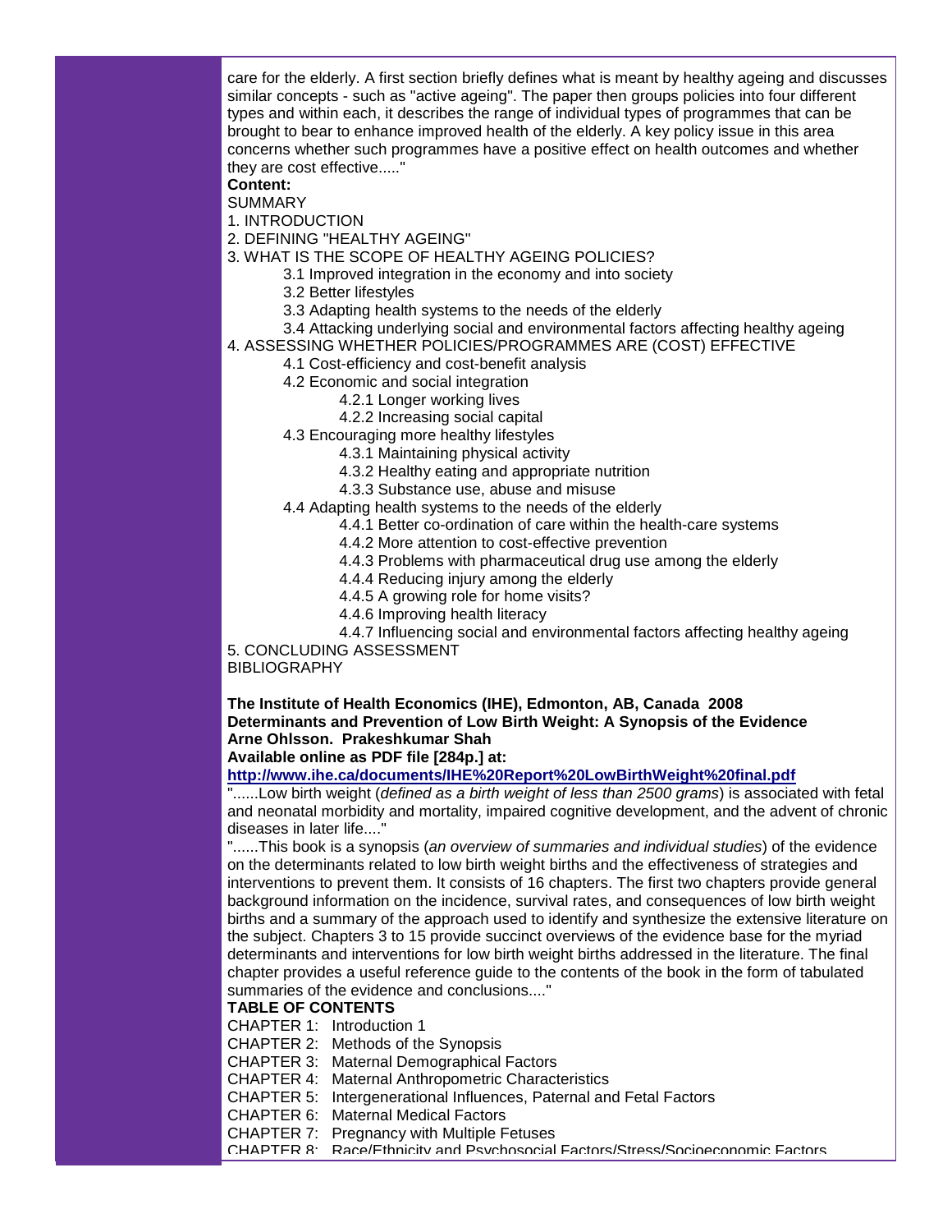care for the elderly. A first section briefly defines what is meant by healthy ageing and discusses similar concepts - such as "active ageing". The paper then groups policies into four different types and within each, it describes the range of individual types of programmes that can be brought to bear to enhance improved health of the elderly. A key policy issue in this area concerns whether such programmes have a positive effect on health outcomes and whether they are cost effective....."

**Content:**

SUMMARY
1. INTRODUCTION
2. DEFINING "HEALTHY AGEING"
3. WHAT IS THE SCOPE OF HEALTHY AGEING POLICIES?
    - 3.1 Improved integration in the economy and into society
    - 3.2 Better lifestyles
    - 3.3 Adapting health systems to the needs of the elderly
    - 3.4 Attacking underlying social and environmental factors affecting healthy ageing
4. ASSESSING WHETHER POLICIES/PROGRAMMES ARE (COST) EFFECTIVE
    - 4.1 Cost-efficiency and cost-benefit analysis
    - 4.2 Economic and social integration
        - 4.2.1 Longer working lives
        - 4.2.2 Increasing social capital
    - 4.3 Encouraging more healthy lifestyles
        - 4.3.1 Maintaining physical activity
        - 4.3.2 Healthy eating and appropriate nutrition
        - 4.3.3 Substance use, abuse and misuse
    - 4.4 Adapting health systems to the needs of the elderly
        - 4.4.1 Better co-ordination of care within the health-care systems
        - 4.4.2 More attention to cost-effective prevention
        - 4.4.3 Problems with pharmaceutical drug use among the elderly
        - 4.4.4 Reducing injury among the elderly
        - 4.4.5 A growing role for home visits?
        - 4.4.6 Improving health literacy
        - 4.4.7 Influencing social and environmental factors affecting healthy ageing
5. CONCLUDING ASSESSMENT

BIBLIOGRAPHY

**The Institute of Health Economics (IHE), Edmonton, AB, Canada 2008**
**Determinants and Prevention of Low Birth Weight: A Synopsis of the Evidence**
**Arne Ohlsson. Prakeshkumar Shah**
**Available online as PDF file [284p.] at:**
**http://www.ihe.ca/documents/IHE%20Report%20LowBirthWeight%20final.pdf**

"......Low birth weight (*defined as a birth weight of less than 2500 grams*) is associated with fetal and neonatal morbidity and mortality, impaired cognitive development, and the advent of chronic diseases in later life...."

"......This book is a synopsis (*an overview of summaries and individual studies*) of the evidence on the determinants related to low birth weight births and the effectiveness of strategies and interventions to prevent them. It consists of 16 chapters. The first two chapters provide general background information on the incidence, survival rates, and consequences of low birth weight births and a summary of the approach used to identify and synthesize the extensive literature on the subject. Chapters 3 to 15 provide succinct overviews of the evidence base for the myriad determinants and interventions for low birth weight births addressed in the literature. The final chapter provides a useful reference guide to the contents of the book in the form of tabulated summaries of the evidence and conclusions...."

**TABLE OF CONTENTS**

CHAPTER 1: Introduction 1
CHAPTER 2: Methods of the Synopsis
CHAPTER 3: Maternal Demographical Factors
CHAPTER 4: Maternal Anthropometric Characteristics
CHAPTER 5: Intergenerational Influences, Paternal and Fetal Factors
CHAPTER 6: Maternal Medical Factors
CHAPTER 7: Pregnancy with Multiple Fetuses
CHAPTER 8: Race/Ethnicity and Psychosocial Factors/Stress/Socioeconomic Factors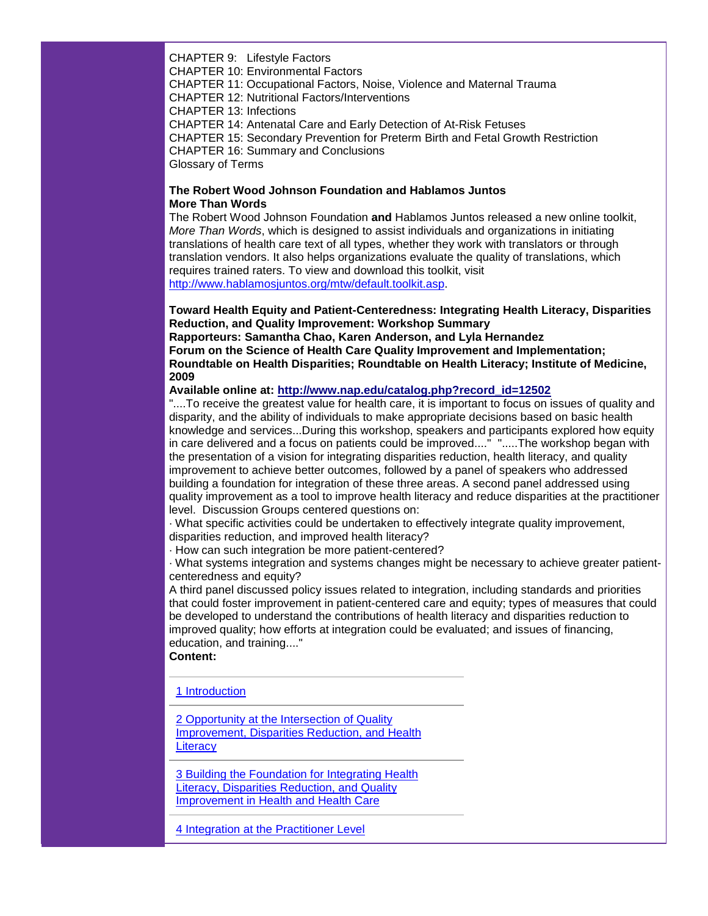CHAPTER 9: Lifestyle Factors
CHAPTER 10: Environmental Factors
CHAPTER 11: Occupational Factors, Noise, Violence and Maternal Trauma
CHAPTER 12: Nutritional Factors/Interventions
CHAPTER 13: Infections
CHAPTER 14: Antenatal Care and Early Detection of At-Risk Fetuses
CHAPTER 15: Secondary Prevention for Preterm Birth and Fetal Growth Restriction
CHAPTER 16: Summary and Conclusions
Glossary of Terms

**The Robert Wood Johnson Foundation and Hablamos Juntos**
**More Than Words**

The Robert Wood Johnson Foundation **and** Hablamos Juntos released a new online toolkit, *More Than Words*, which is designed to assist individuals and organizations in initiating translations of health care text of all types, whether they work with translators or through translation vendors. It also helps organizations evaluate the quality of translations, which requires trained raters. To view and download this toolkit, visit http://www.hablamosjuntos.org/mtw/default.toolkit.asp.

**Toward Health Equity and Patient-Centeredness: Integrating Health Literacy, Disparities Reduction, and Quality Improvement: Workshop Summary**
**Rapporteurs: Samantha Chao, Karen Anderson, and Lyla Hernandez**
**Forum on the Science of Health Care Quality Improvement and Implementation; Roundtable on Health Disparities; Roundtable on Health Literacy; Institute of Medicine, 2009**
**Available online at: http://www.nap.edu/catalog.php?record_id=12502**

"....To receive the greatest value for health care, it is important to focus on issues of quality and disparity, and the ability of individuals to make appropriate decisions based on basic health knowledge and services...During this workshop, speakers and participants explored how equity in care delivered and a focus on patients could be improved...." ".....The workshop began with the presentation of a vision for integrating disparities reduction, health literacy, and quality improvement to achieve better outcomes, followed by a panel of speakers who addressed building a foundation for integration of these three areas. A second panel addressed using quality improvement as a tool to improve health literacy and reduce disparities at the practitioner level. Discussion Groups centered questions on:

· What specific activities could be undertaken to effectively integrate quality improvement, disparities reduction, and improved health literacy?
· How can such integration be more patient-centered?
· What systems integration and systems changes might be necessary to achieve greater patient-centeredness and equity?

A third panel discussed policy issues related to integration, including standards and priorities that could foster improvement in patient-centered care and equity; types of measures that could be developed to understand the contributions of health literacy and disparities reduction to improved quality; how efforts at integration could be evaluated; and issues of financing, education, and training...."

**Content:**

1 Introduction

2 Opportunity at the Intersection of Quality Improvement, Disparities Reduction, and Health Literacy

3 Building the Foundation for Integrating Health Literacy, Disparities Reduction, and Quality Improvement in Health and Health Care

4 Integration at the Practitioner Level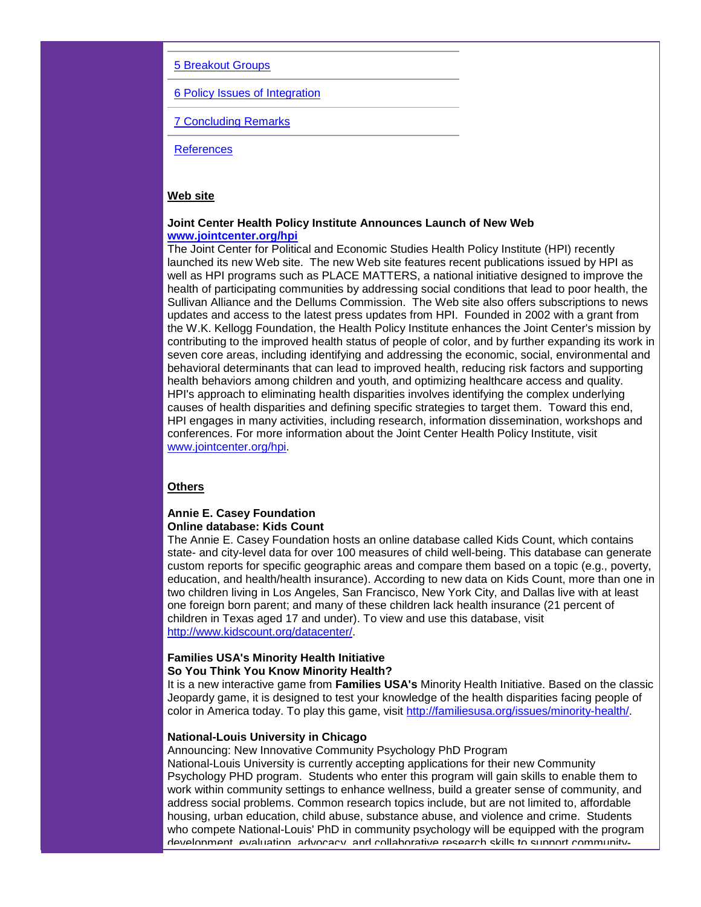5 Breakout Groups

6 Policy Issues of Integration

7 Concluding Remarks

References

**Web site**

**Joint Center Health Policy Institute Announces Launch of New Web**
**www.jointcenter.org/hpi**
The Joint Center for Political and Economic Studies Health Policy Institute (HPI) recently launched its new Web site. The new Web site features recent publications issued by HPI as well as HPI programs such as PLACE MATTERS, a national initiative designed to improve the health of participating communities by addressing social conditions that lead to poor health, the Sullivan Alliance and the Dellums Commission. The Web site also offers subscriptions to news updates and access to the latest press updates from HPI. Founded in 2002 with a grant from the W.K. Kellogg Foundation, the Health Policy Institute enhances the Joint Center's mission by contributing to the improved health status of people of color, and by further expanding its work in seven core areas, including identifying and addressing the economic, social, environmental and behavioral determinants that can lead to improved health, reducing risk factors and supporting health behaviors among children and youth, and optimizing healthcare access and quality. HPI's approach to eliminating health disparities involves identifying the complex underlying causes of health disparities and defining specific strategies to target them. Toward this end, HPI engages in many activities, including research, information dissemination, workshops and conferences. For more information about the Joint Center Health Policy Institute, visit www.jointcenter.org/hpi.

**Others**

**Annie E. Casey Foundation**
**Online database: Kids Count**
The Annie E. Casey Foundation hosts an online database called Kids Count, which contains state- and city-level data for over 100 measures of child well-being. This database can generate custom reports for specific geographic areas and compare them based on a topic (e.g., poverty, education, and health/health insurance). According to new data on Kids Count, more than one in two children living in Los Angeles, San Francisco, New York City, and Dallas live with at least one foreign born parent; and many of these children lack health insurance (21 percent of children in Texas aged 17 and under). To view and use this database, visit http://www.kidscount.org/datacenter/.

**Families USA's Minority Health Initiative**
**So You Think You Know Minority Health?**
It is a new interactive game from **Families USA's** Minority Health Initiative. Based on the classic Jeopardy game, it is designed to test your knowledge of the health disparities facing people of color in America today. To play this game, visit http://familiesusa.org/issues/minority-health/.

**National-Louis University in Chicago**
Announcing: New Innovative Community Psychology PhD Program
National-Louis University is currently accepting applications for their new Community Psychology PHD program. Students who enter this program will gain skills to enable them to work within community settings to enhance wellness, build a greater sense of community, and address social problems. Common research topics include, but are not limited to, affordable housing, urban education, child abuse, substance abuse, and violence and crime. Students who compete National-Louis' PhD in community psychology will be equipped with the program development, evaluation, advocacy, and collaborative research skills to support community-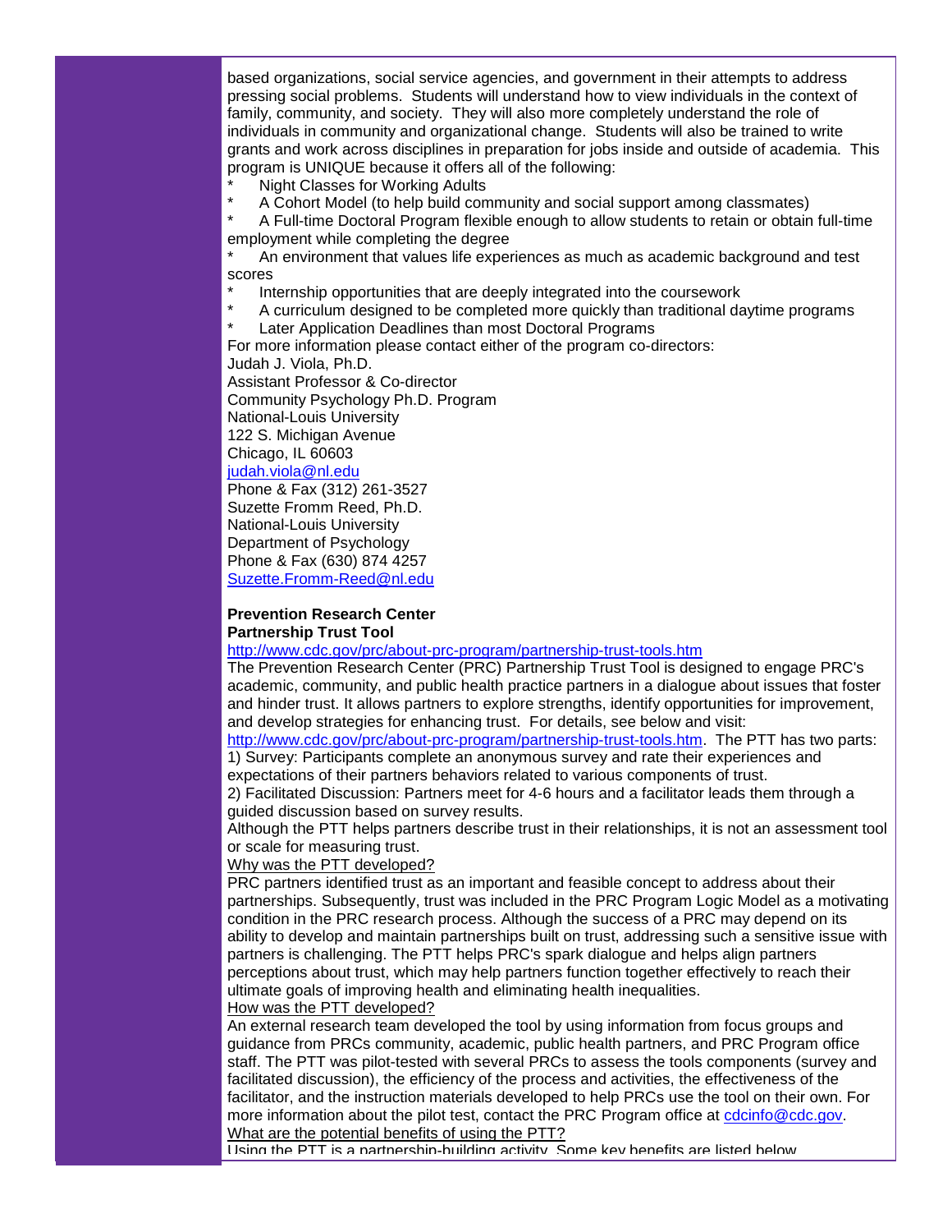based organizations, social service agencies, and government in their attempts to address pressing social problems. Students will understand how to view individuals in the context of family, community, and society. They will also more completely understand the role of individuals in community and organizational change. Students will also be trained to write grants and work across disciplines in preparation for jobs inside and outside of academia. This program is UNIQUE because it offers all of the following:

* Night Classes for Working Adults
* A Cohort Model (to help build community and social support among classmates)
* A Full-time Doctoral Program flexible enough to allow students to retain or obtain full-time employment while completing the degree
* An environment that values life experiences as much as academic background and test scores
* Internship opportunities that are deeply integrated into the coursework
* A curriculum designed to be completed more quickly than traditional daytime programs
* Later Application Deadlines than most Doctoral Programs

For more information please contact either of the program co-directors:

Judah J. Viola, Ph.D.
Assistant Professor & Co-director
Community Psychology Ph.D. Program
National-Louis University
122 S. Michigan Avenue
Chicago, IL 60603
judah.viola@nl.edu
Phone & Fax (312) 261-3527

Suzette Fromm Reed, Ph.D.
National-Louis University
Department of Psychology
Phone & Fax (630) 874 4257
Suzette.Fromm-Reed@nl.edu

**Prevention Research Center**
**Partnership Trust Tool**

http://www.cdc.gov/prc/about-prc-program/partnership-trust-tools.htm

The Prevention Research Center (PRC) Partnership Trust Tool is designed to engage PRC's academic, community, and public health practice partners in a dialogue about issues that foster and hinder trust. It allows partners to explore strengths, identify opportunities for improvement, and develop strategies for enhancing trust. For details, see below and visit: http://www.cdc.gov/prc/about-prc-program/partnership-trust-tools.htm. The PTT has two parts:

1) Survey: Participants complete an anonymous survey and rate their experiences and expectations of their partners behaviors related to various components of trust.
2) Facilitated Discussion: Partners meet for 4-6 hours and a facilitator leads them through a guided discussion based on survey results.

Although the PTT helps partners describe trust in their relationships, it is not an assessment tool or scale for measuring trust.

Why was the PTT developed?

PRC partners identified trust as an important and feasible concept to address about their partnerships. Subsequently, trust was included in the PRC Program Logic Model as a motivating condition in the PRC research process. Although the success of a PRC may depend on its ability to develop and maintain partnerships built on trust, addressing such a sensitive issue with partners is challenging. The PTT helps PRC's spark dialogue and helps align partners perceptions about trust, which may help partners function together effectively to reach their ultimate goals of improving health and eliminating health inequalities.

How was the PTT developed?

An external research team developed the tool by using information from focus groups and guidance from PRCs community, academic, public health partners, and PRC Program office staff. The PTT was pilot-tested with several PRCs to assess the tools components (survey and facilitated discussion), the efficiency of the process and activities, the effectiveness of the facilitator, and the instruction materials developed to help PRCs use the tool on their own. For more information about the pilot test, contact the PRC Program office at cdcinfo@cdc.gov.

What are the potential benefits of using the PTT?

Using the PTT is a partnership-building activity. Some key benefits are listed below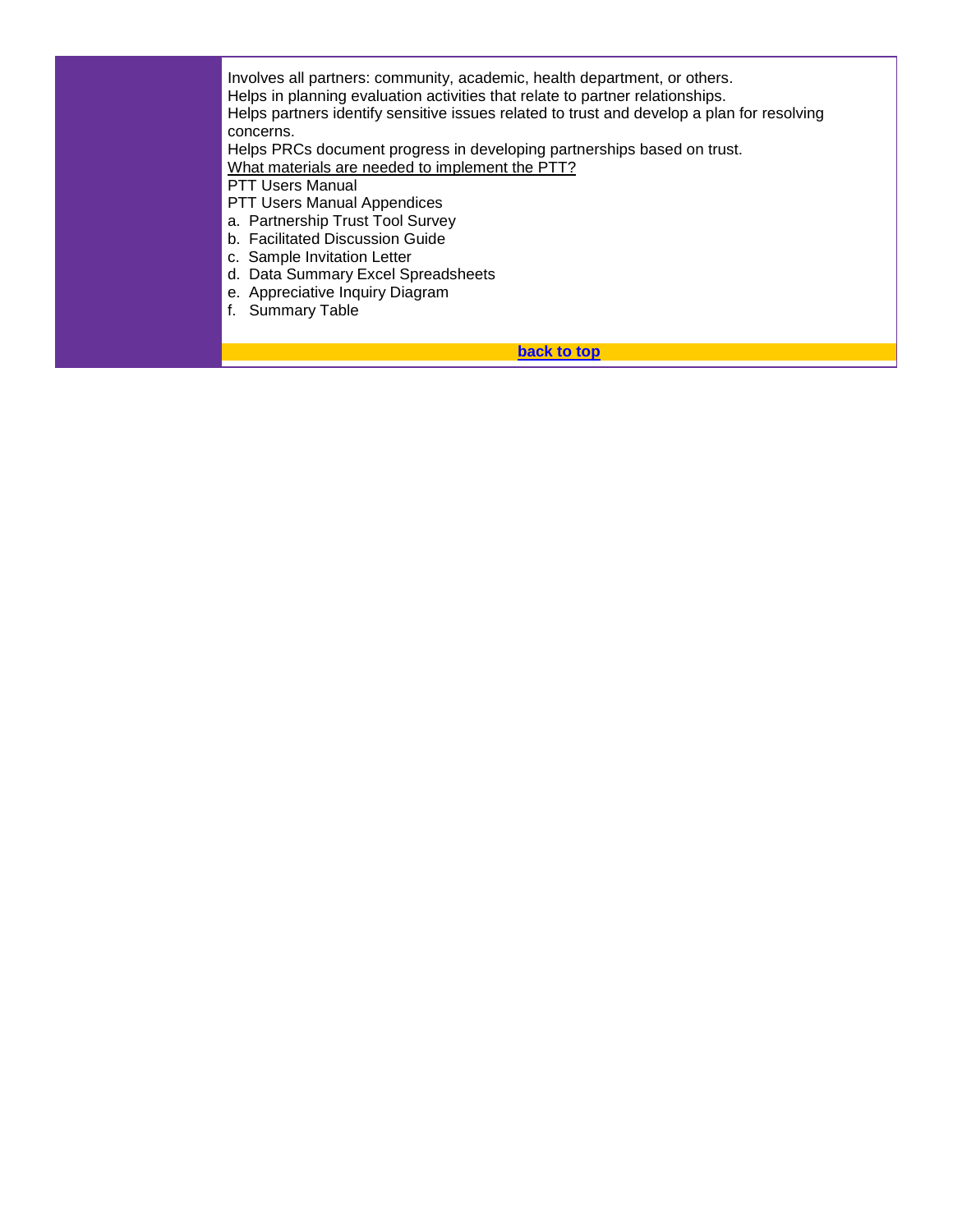Involves all partners: community, academic, health department, or others.
Helps in planning evaluation activities that relate to partner relationships.
Helps partners identify sensitive issues related to trust and develop a plan for resolving concerns.
Helps PRCs document progress in developing partnerships based on trust.

What materials are needed to implement the PTT?

PTT Users Manual

PTT Users Manual Appendices

a. Partnership Trust Tool Survey
b. Facilitated Discussion Guide
c. Sample Invitation Letter
d. Data Summary Excel Spreadsheets
e. Appreciative Inquiry Diagram
f. Summary Table

**back to top**